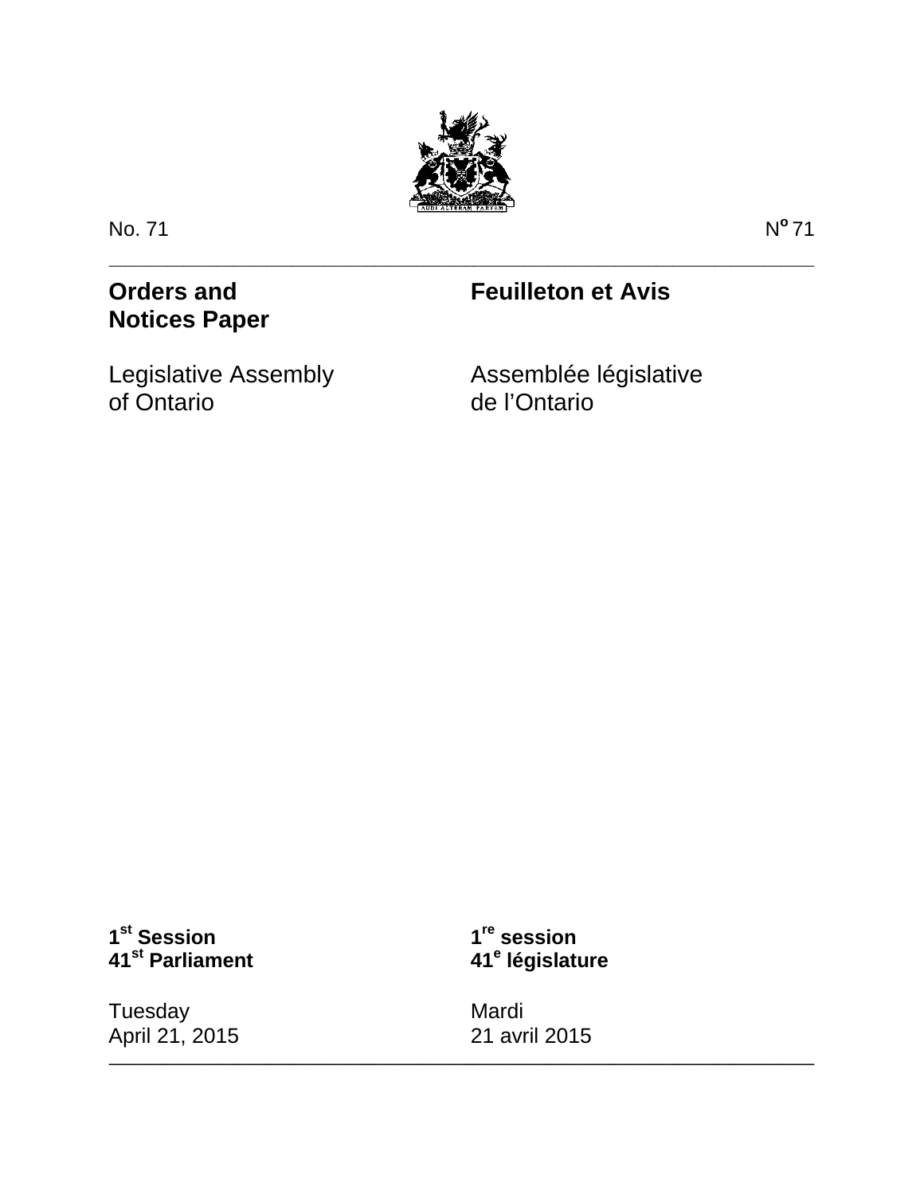No. 71 | Nº 71

# Orders and Notices Paper

# Feuilleton et Avis

Legislative Assembly of Ontario

Assemblée législative de l'Ontario

**1st Session**
**41st Parliament**

**1re session**
**41e législature**

Tuesday
April 21, 2015

Mardi
21 avril 2015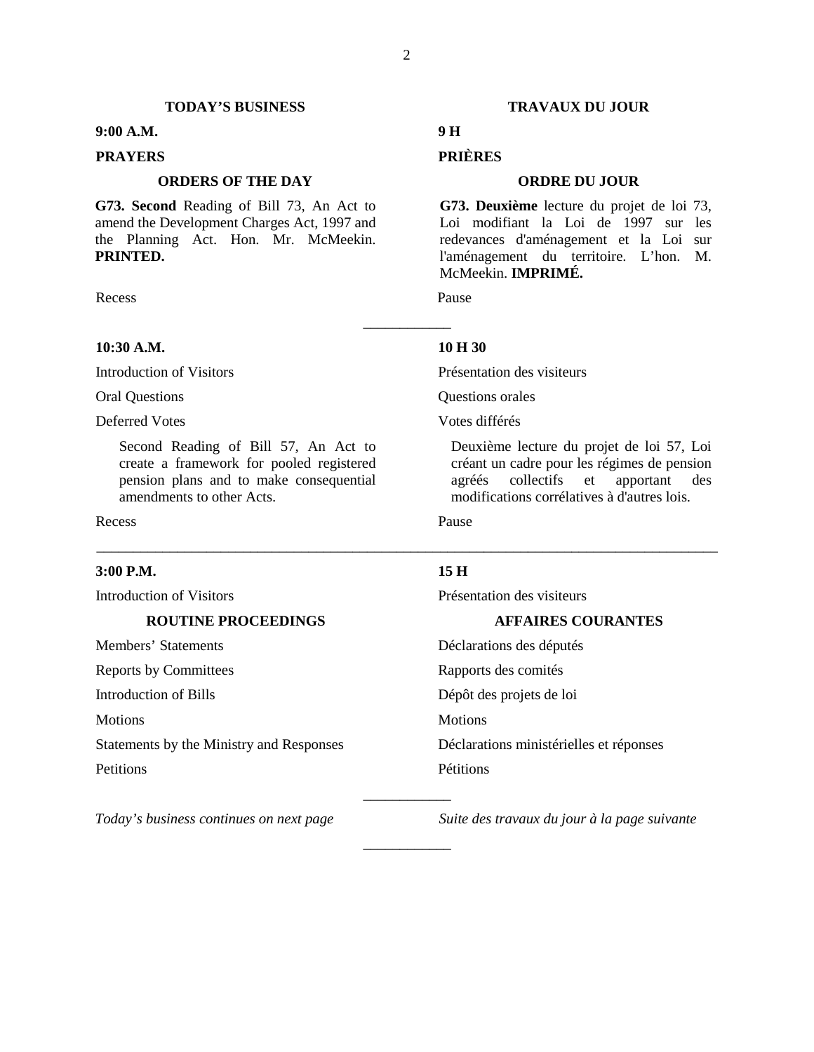## TODAY'S BUSINESS

**9:00 A.M.**

**PRAYERS**

### ORDERS OF THE DAY

**G73. Second** Reading of Bill 73, An Act to amend the Development Charges Act, 1997 and the Planning Act. Hon. Mr. McMeekin. **PRINTED.**

Recess

---

**10:30 A.M.**

Introduction of Visitors

Oral Questions

Deferred Votes

> Second Reading of Bill 57, An Act to create a framework for pooled registered pension plans and to make consequential amendments to other Acts.

Recess

---

**3:00 P.M.**

Introduction of Visitors

### ROUTINE PROCEEDINGS

Members' Statements

Reports by Committees

Introduction of Bills

Motions

Statements by the Ministry and Responses

Petitions

---

*Today's business continues on next page*

---

## TRAVAUX DU JOUR

**9 H**

**PRIÈRES**

### ORDRE DU JOUR

**G73. Deuxième** lecture du projet de loi 73, Loi modifiant la Loi de 1997 sur les redevances d'aménagement et la Loi sur l'aménagement du territoire. L'hon. M. McMeekin. **IMPRIMÉ.**

Pause

---

**10 H 30**

Présentation des visiteurs

Questions orales

Votes différés

> Deuxième lecture du projet de loi 57, Loi créant un cadre pour les régimes de pension agréés collectifs et apportant des modifications corrélatives à d'autres lois.

Pause

---

**15 H**

Présentation des visiteurs

### AFFAIRES COURANTES

Déclarations des députés

Rapports des comités

Dépôt des projets de loi

Motions

Déclarations ministérielles et réponses

Pétitions

---

*Suite des travaux du jour à la page suivante*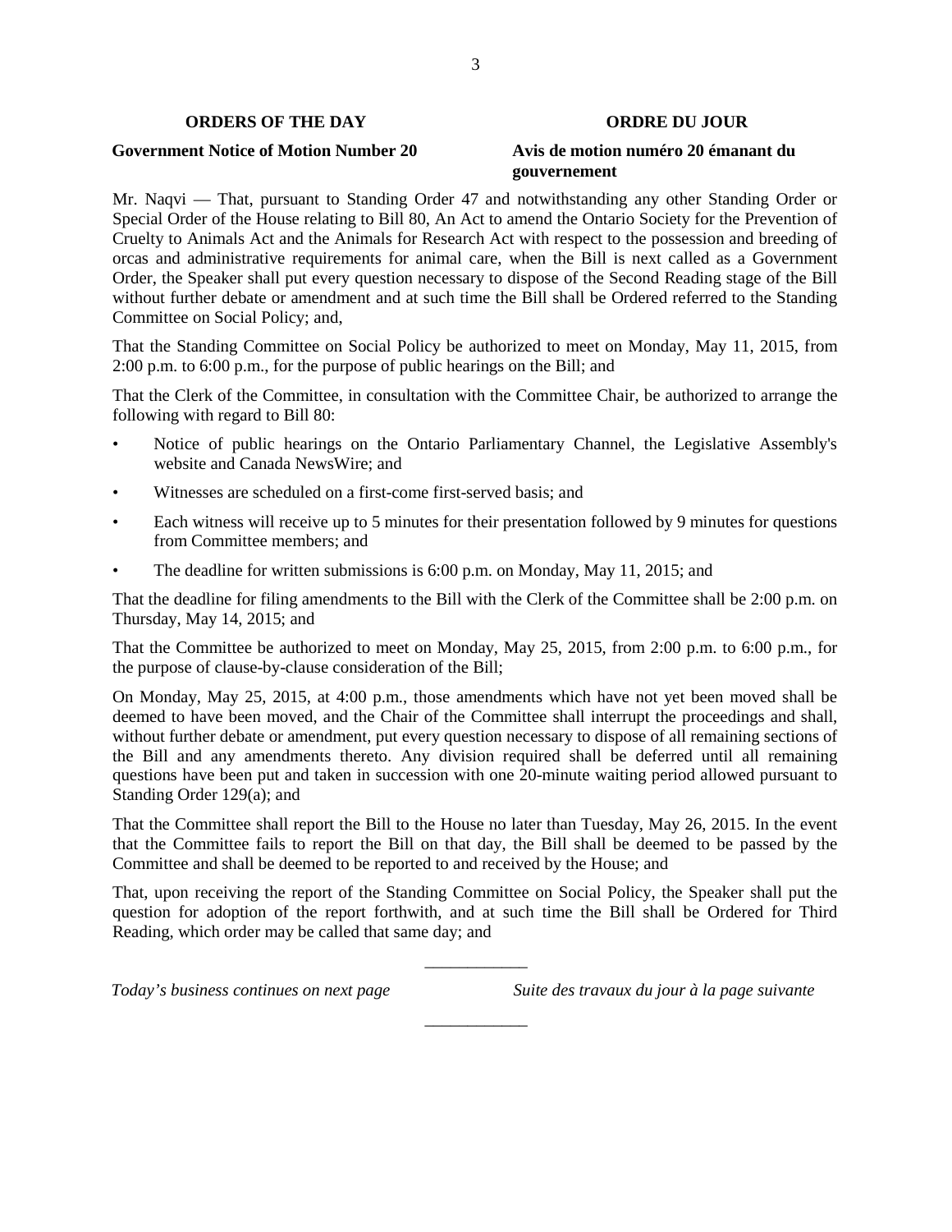## ORDERS OF THE DAY

## ORDRE DU JOUR

### Government Notice of Motion Number 20

### Avis de motion numéro 20 émanant du gouvernement

Mr. Naqvi — That, pursuant to Standing Order 47 and notwithstanding any other Standing Order or Special Order of the House relating to Bill 80, An Act to amend the Ontario Society for the Prevention of Cruelty to Animals Act and the Animals for Research Act with respect to the possession and breeding of orcas and administrative requirements for animal care, when the Bill is next called as a Government Order, the Speaker shall put every question necessary to dispose of the Second Reading stage of the Bill without further debate or amendment and at such time the Bill shall be Ordered referred to the Standing Committee on Social Policy; and,

That the Standing Committee on Social Policy be authorized to meet on Monday, May 11, 2015, from 2:00 p.m. to 6:00 p.m., for the purpose of public hearings on the Bill; and

That the Clerk of the Committee, in consultation with the Committee Chair, be authorized to arrange the following with regard to Bill 80:

- Notice of public hearings on the Ontario Parliamentary Channel, the Legislative Assembly's website and Canada NewsWire; and
- Witnesses are scheduled on a first-come first-served basis; and
- Each witness will receive up to 5 minutes for their presentation followed by 9 minutes for questions from Committee members; and
- The deadline for written submissions is 6:00 p.m. on Monday, May 11, 2015; and

That the deadline for filing amendments to the Bill with the Clerk of the Committee shall be 2:00 p.m. on Thursday, May 14, 2015; and

That the Committee be authorized to meet on Monday, May 25, 2015, from 2:00 p.m. to 6:00 p.m., for the purpose of clause-by-clause consideration of the Bill;

On Monday, May 25, 2015, at 4:00 p.m., those amendments which have not yet been moved shall be deemed to have been moved, and the Chair of the Committee shall interrupt the proceedings and shall, without further debate or amendment, put every question necessary to dispose of all remaining sections of the Bill and any amendments thereto. Any division required shall be deferred until all remaining questions have been put and taken in succession with one 20-minute waiting period allowed pursuant to Standing Order 129(a); and

That the Committee shall report the Bill to the House no later than Tuesday, May 26, 2015. In the event that the Committee fails to report the Bill on that day, the Bill shall be deemed to be passed by the Committee and shall be deemed to be reported to and received by the House; and

That, upon receiving the report of the Standing Committee on Social Policy, the Speaker shall put the question for adoption of the report forthwith, and at such time the Bill shall be Ordered for Third Reading, which order may be called that same day; and

---

*Today's business continues on next page*

*Suite des travaux du jour à la page suivante*

---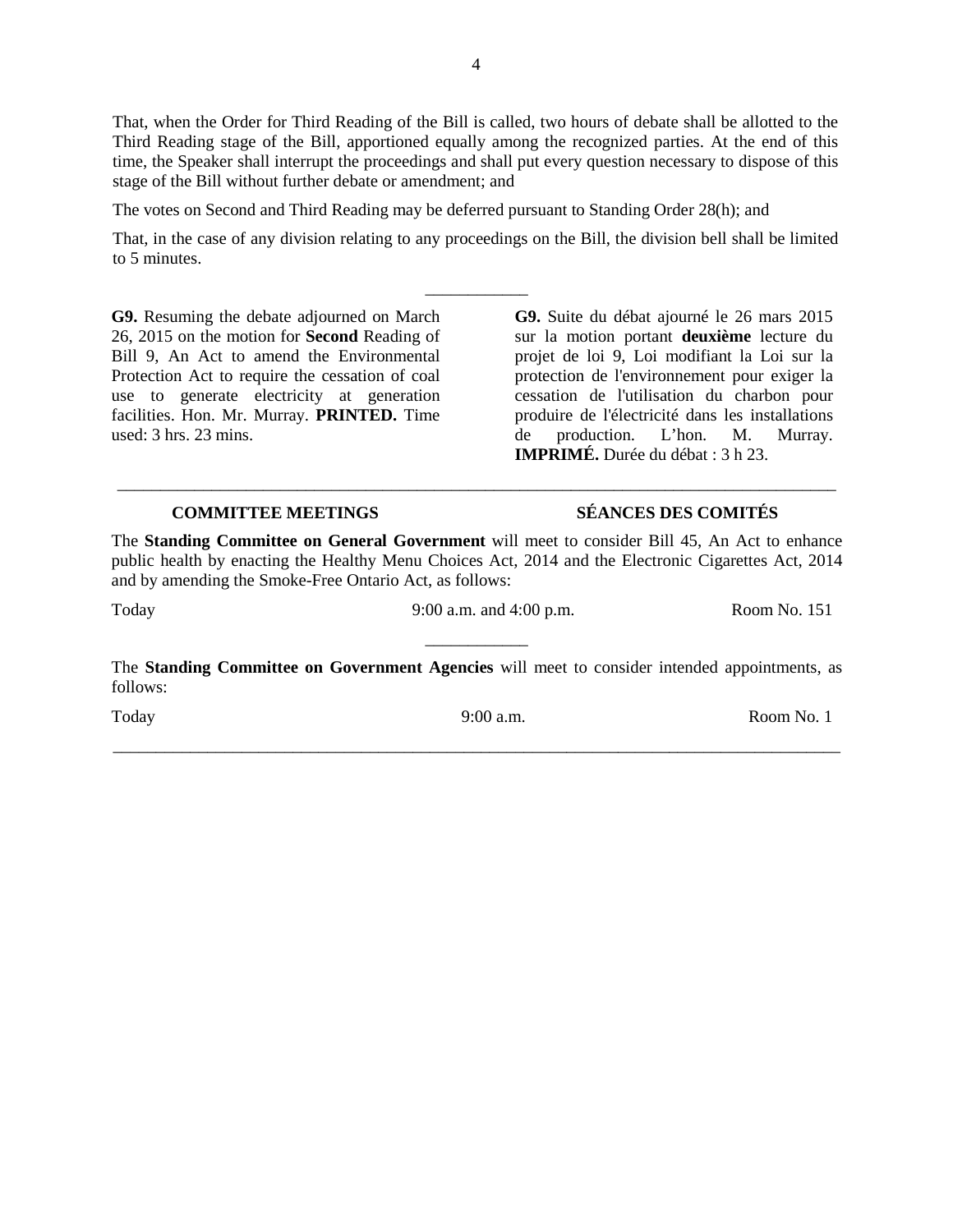That, when the Order for Third Reading of the Bill is called, two hours of debate shall be allotted to the Third Reading stage of the Bill, apportioned equally among the recognized parties. At the end of this time, the Speaker shall interrupt the proceedings and shall put every question necessary to dispose of this stage of the Bill without further debate or amendment; and

The votes on Second and Third Reading may be deferred pursuant to Standing Order 28(h); and

That, in the case of any division relating to any proceedings on the Bill, the division bell shall be limited to 5 minutes.

---

**G9.** Resuming the debate adjourned on March 26, 2015 on the motion for **Second** Reading of Bill 9, An Act to amend the Environmental Protection Act to require the cessation of coal use to generate electricity at generation facilities. Hon. Mr. Murray. **PRINTED.** Time used: 3 hrs. 23 mins.

**G9.** Suite du débat ajourné le 26 mars 2015 sur la motion portant **deuxième** lecture du projet de loi 9, Loi modifiant la Loi sur la protection de l'environnement pour exiger la cessation de l'utilisation du charbon pour produire de l'électricité dans les installations de production. L'hon. M. Murray. **IMPRIMÉ.** Durée du débat : 3 h 23.

---

## COMMITTEE MEETINGS / SÉANCES DES COMITÉS

The **Standing Committee on General Government** will meet to consider Bill 45, An Act to enhance public health by enacting the Healthy Menu Choices Act, 2014 and the Electronic Cigarettes Act, 2014 and by amending the Smoke-Free Ontario Act, as follows:

| | | |
|---|---|---|
| Today | 9:00 a.m. and 4:00 p.m. | Room No. 151 |

---

The **Standing Committee on Government Agencies** will meet to consider intended appointments, as follows:

| | | |
|---|---|---|
| Today | 9:00 a.m. | Room No. 1 |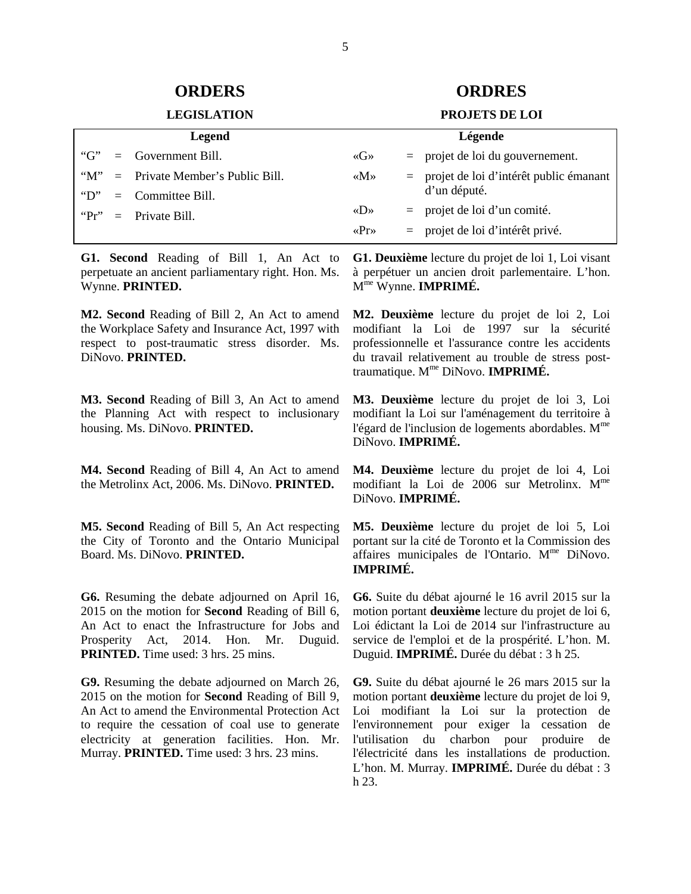# ORDERS

## LEGISLATION

| Legend | | |
|---|---|---|
| "G" | = | Government Bill. |
| "M" | = | Private Member's Public Bill. |
| "D" | = | Committee Bill. |
| "Pr" | = | Private Bill. |

**G1. Second** Reading of Bill 1, An Act to perpetuate an ancient parliamentary right. Hon. Ms. Wynne. **PRINTED.**

**M2. Second** Reading of Bill 2, An Act to amend the Workplace Safety and Insurance Act, 1997 with respect to post-traumatic stress disorder. Ms. DiNovo. **PRINTED.**

**M3. Second** Reading of Bill 3, An Act to amend the Planning Act with respect to inclusionary housing. Ms. DiNovo. **PRINTED.**

**M4. Second** Reading of Bill 4, An Act to amend the Metrolinx Act, 2006. Ms. DiNovo. **PRINTED.**

**M5. Second** Reading of Bill 5, An Act respecting the City of Toronto and the Ontario Municipal Board. Ms. DiNovo. **PRINTED.**

**G6.** Resuming the debate adjourned on April 16, 2015 on the motion for **Second** Reading of Bill 6, An Act to enact the Infrastructure for Jobs and Prosperity Act, 2014. Hon. Mr. Duguid. **PRINTED.** Time used: 3 hrs. 25 mins.

**G9.** Resuming the debate adjourned on March 26, 2015 on the motion for **Second** Reading of Bill 9, An Act to amend the Environmental Protection Act to require the cessation of coal use to generate electricity at generation facilities. Hon. Mr. Murray. **PRINTED.** Time used: 3 hrs. 23 mins.

# ORDRES

## PROJETS DE LOI

| Légende | | |
|---|---|---|
| «G» | = | projet de loi du gouvernement. |
| «M» | = | projet de loi d'intérêt public émanant d'un député. |
| «D» | = | projet de loi d'un comité. |
| «Pr» | = | projet de loi d'intérêt privé. |

**G1. Deuxième** lecture du projet de loi 1, Loi visant à perpétuer un ancien droit parlementaire. L'hon. Mme Wynne. **IMPRIMÉ.**

**M2. Deuxième** lecture du projet de loi 2, Loi modifiant la Loi de 1997 sur la sécurité professionnelle et l'assurance contre les accidents du travail relativement au trouble de stress post-traumatique. Mme DiNovo. **IMPRIMÉ.**

**M3. Deuxième** lecture du projet de loi 3, Loi modifiant la Loi sur l'aménagement du territoire à l'égard de l'inclusion de logements abordables. Mme DiNovo. **IMPRIMÉ.**

**M4. Deuxième** lecture du projet de loi 4, Loi modifiant la Loi de 2006 sur Metrolinx. Mme DiNovo. **IMPRIMÉ.**

**M5. Deuxième** lecture du projet de loi 5, Loi portant sur la cité de Toronto et la Commission des affaires municipales de l'Ontario. Mme DiNovo. **IMPRIMÉ.**

**G6.** Suite du débat ajourné le 16 avril 2015 sur la motion portant **deuxième** lecture du projet de loi 6, Loi édictant la Loi de 2014 sur l'infrastructure au service de l'emploi et de la prospérité. L'hon. M. Duguid. **IMPRIMÉ.** Durée du débat : 3 h 25.

**G9.** Suite du débat ajourné le 26 mars 2015 sur la motion portant **deuxième** lecture du projet de loi 9, Loi modifiant la Loi sur la protection de l'environnement pour exiger la cessation de l'utilisation du charbon pour produire de l'électricité dans les installations de production. L'hon. M. Murray. **IMPRIMÉ.** Durée du débat : 3 h 23.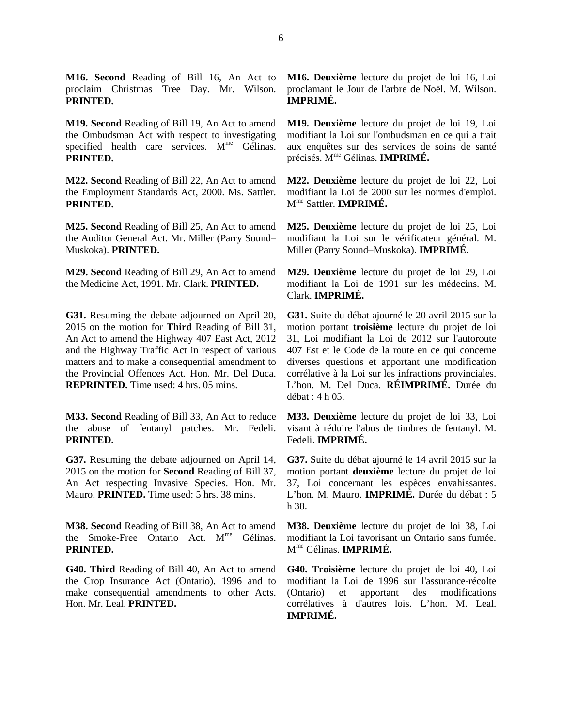**M16. Second** Reading of Bill 16, An Act to proclaim Christmas Tree Day. Mr. Wilson. **PRINTED.**

**M16. Deuxième** lecture du projet de loi 16, Loi proclamant le Jour de l'arbre de Noël. M. Wilson. **IMPRIMÉ.**

**M19. Second** Reading of Bill 19, An Act to amend the Ombudsman Act with respect to investigating specified health care services. M[me] Gélinas. **PRINTED.**

**M19. Deuxième** lecture du projet de loi 19, Loi modifiant la Loi sur l'ombudsman en ce qui a trait aux enquêtes sur des services de soins de santé précisés. M[me] Gélinas. **IMPRIMÉ.**

**M22. Second** Reading of Bill 22, An Act to amend the Employment Standards Act, 2000. Ms. Sattler. **PRINTED.**

**M22. Deuxième** lecture du projet de loi 22, Loi modifiant la Loi de 2000 sur les normes d'emploi. M[me] Sattler. **IMPRIMÉ.**

**M25. Second** Reading of Bill 25, An Act to amend the Auditor General Act. Mr. Miller (Parry Sound–Muskoka). **PRINTED.**

**M25. Deuxième** lecture du projet de loi 25, Loi modifiant la Loi sur le vérificateur général. M. Miller (Parry Sound–Muskoka). **IMPRIMÉ.**

**M29. Second** Reading of Bill 29, An Act to amend the Medicine Act, 1991. Mr. Clark. **PRINTED.**

**M29. Deuxième** lecture du projet de loi 29, Loi modifiant la Loi de 1991 sur les médecins. M. Clark. **IMPRIMÉ.**

**G31.** Resuming the debate adjourned on April 20, 2015 on the motion for **Third** Reading of Bill 31, An Act to amend the Highway 407 East Act, 2012 and the Highway Traffic Act in respect of various matters and to make a consequential amendment to the Provincial Offences Act. Hon. Mr. Del Duca. **REPRINTED.** Time used: 4 hrs. 05 mins.

**G31.** Suite du débat ajourné le 20 avril 2015 sur la motion portant **troisième** lecture du projet de loi 31, Loi modifiant la Loi de 2012 sur l'autoroute 407 Est et le Code de la route en ce qui concerne diverses questions et apportant une modification corrélative à la Loi sur les infractions provinciales. L'hon. M. Del Duca. **RÉIMPRIMÉ.** Durée du débat : 4 h 05.

**M33. Second** Reading of Bill 33, An Act to reduce the abuse of fentanyl patches. Mr. Fedeli. **PRINTED.**

**M33. Deuxième** lecture du projet de loi 33, Loi visant à réduire l'abus de timbres de fentanyl. M. Fedeli. **IMPRIMÉ.**

**G37.** Resuming the debate adjourned on April 14, 2015 on the motion for **Second** Reading of Bill 37, An Act respecting Invasive Species. Hon. Mr. Mauro. **PRINTED.** Time used: 5 hrs. 38 mins.

**G37.** Suite du débat ajourné le 14 avril 2015 sur la motion portant **deuxième** lecture du projet de loi 37, Loi concernant les espèces envahissantes. L'hon. M. Mauro. **IMPRIMÉ.** Durée du débat : 5 h 38.

**M38. Second** Reading of Bill 38, An Act to amend the Smoke-Free Ontario Act. M[me] Gélinas. **PRINTED.**

**M38. Deuxième** lecture du projet de loi 38, Loi modifiant la Loi favorisant un Ontario sans fumée. M[me] Gélinas. **IMPRIMÉ.**

**G40. Third** Reading of Bill 40, An Act to amend the Crop Insurance Act (Ontario), 1996 and to make consequential amendments to other Acts. Hon. Mr. Leal. **PRINTED.**

**G40. Troisième** lecture du projet de loi 40, Loi modifiant la Loi de 1996 sur l'assurance-récolte (Ontario) et apportant des modifications corrélatives à d'autres lois. L'hon. M. Leal. **IMPRIMÉ.**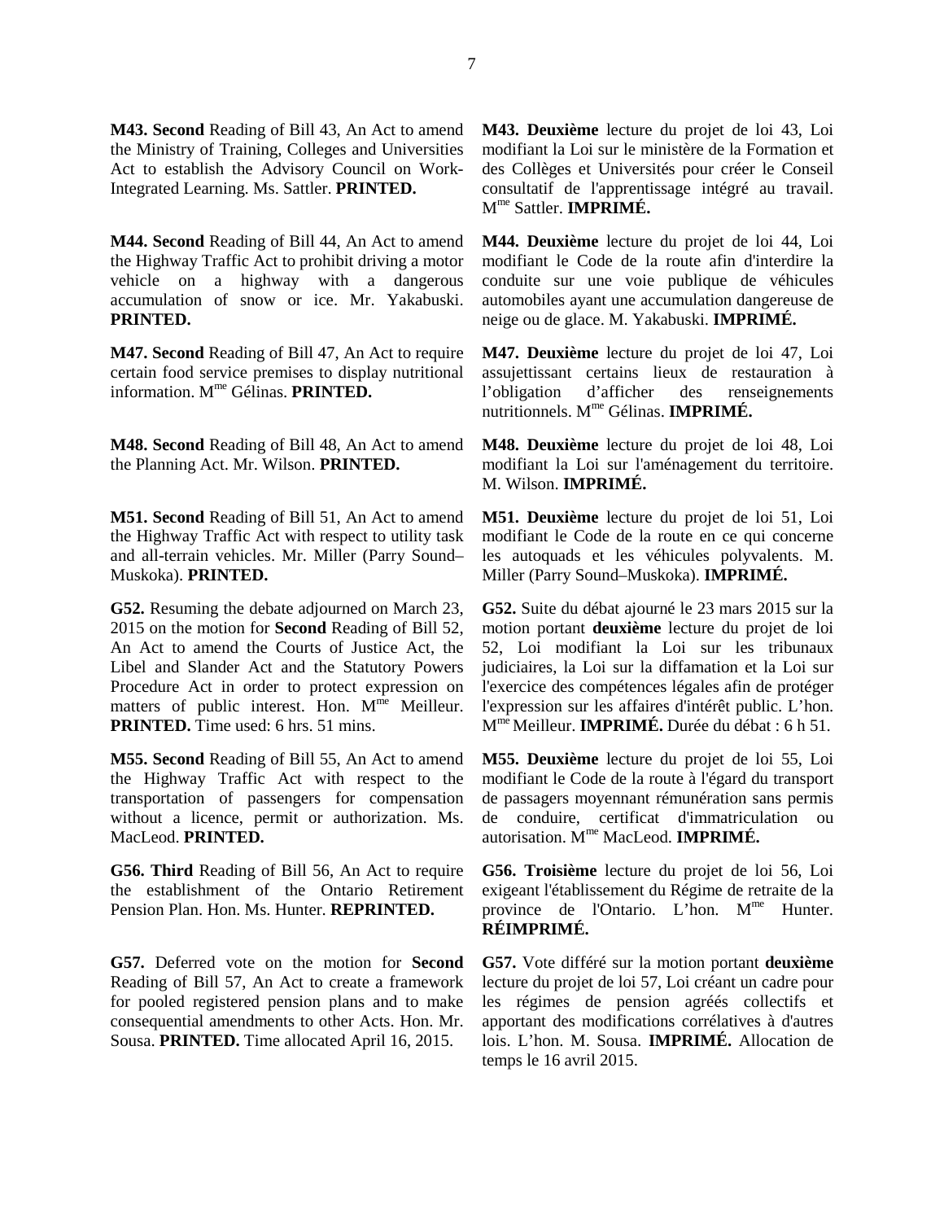**M43. Second** Reading of Bill 43, An Act to amend the Ministry of Training, Colleges and Universities Act to establish the Advisory Council on Work-Integrated Learning. Ms. Sattler. **PRINTED.**

**M43. Deuxième** lecture du projet de loi 43, Loi modifiant la Loi sur le ministère de la Formation et des Collèges et Universités pour créer le Conseil consultatif de l'apprentissage intégré au travail. Mme Sattler. **IMPRIMÉ.**

**M44. Second** Reading of Bill 44, An Act to amend the Highway Traffic Act to prohibit driving a motor vehicle on a highway with a dangerous accumulation of snow or ice. Mr. Yakabuski. **PRINTED.**

**M44. Deuxième** lecture du projet de loi 44, Loi modifiant le Code de la route afin d'interdire la conduite sur une voie publique de véhicules automobiles ayant une accumulation dangereuse de neige ou de glace. M. Yakabuski. **IMPRIMÉ.**

**M47. Second** Reading of Bill 47, An Act to require certain food service premises to display nutritional information. Mme Gélinas. **PRINTED.**

**M47. Deuxième** lecture du projet de loi 47, Loi assujettissant certains lieux de restauration à l'obligation d'afficher des renseignements nutritionnels. Mme Gélinas. **IMPRIMÉ.**

**M48. Second** Reading of Bill 48, An Act to amend the Planning Act. Mr. Wilson. **PRINTED.**

**M48. Deuxième** lecture du projet de loi 48, Loi modifiant la Loi sur l'aménagement du territoire. M. Wilson. **IMPRIMÉ.**

**M51. Second** Reading of Bill 51, An Act to amend the Highway Traffic Act with respect to utility task and all-terrain vehicles. Mr. Miller (Parry Sound–Muskoka). **PRINTED.**

**M51. Deuxième** lecture du projet de loi 51, Loi modifiant le Code de la route en ce qui concerne les autoquads et les véhicules polyvalents. M. Miller (Parry Sound–Muskoka). **IMPRIMÉ.**

**G52.** Resuming the debate adjourned on March 23, 2015 on the motion for **Second** Reading of Bill 52, An Act to amend the Courts of Justice Act, the Libel and Slander Act and the Statutory Powers Procedure Act in order to protect expression on matters of public interest. Hon. Mme Meilleur. **PRINTED.** Time used: 6 hrs. 51 mins.

**G52.** Suite du débat ajourné le 23 mars 2015 sur la motion portant **deuxième** lecture du projet de loi 52, Loi modifiant la Loi sur les tribunaux judiciaires, la Loi sur la diffamation et la Loi sur l'exercice des compétences légales afin de protéger l'expression sur les affaires d'intérêt public. L'hon. Mme Meilleur. **IMPRIMÉ.** Durée du débat : 6 h 51.

**M55. Second** Reading of Bill 55, An Act to amend the Highway Traffic Act with respect to the transportation of passengers for compensation without a licence, permit or authorization. Ms. MacLeod. **PRINTED.**

**M55. Deuxième** lecture du projet de loi 55, Loi modifiant le Code de la route à l'égard du transport de passagers moyennant rémunération sans permis de conduire, certificat d'immatriculation ou autorisation. Mme MacLeod. **IMPRIMÉ.**

**G56. Third** Reading of Bill 56, An Act to require the establishment of the Ontario Retirement Pension Plan. Hon. Ms. Hunter. **REPRINTED.**

**G56. Troisième** lecture du projet de loi 56, Loi exigeant l'établissement du Régime de retraite de la province de l'Ontario. L'hon. Mme Hunter. **RÉIMPRIMÉ.**

**G57.** Deferred vote on the motion for **Second** Reading of Bill 57, An Act to create a framework for pooled registered pension plans and to make consequential amendments to other Acts. Hon. Mr. Sousa. **PRINTED.** Time allocated April 16, 2015.

**G57.** Vote différé sur la motion portant **deuxième** lecture du projet de loi 57, Loi créant un cadre pour les régimes de pension agréés collectifs et apportant des modifications corrélatives à d'autres lois. L'hon. M. Sousa. **IMPRIMÉ.** Allocation de temps le 16 avril 2015.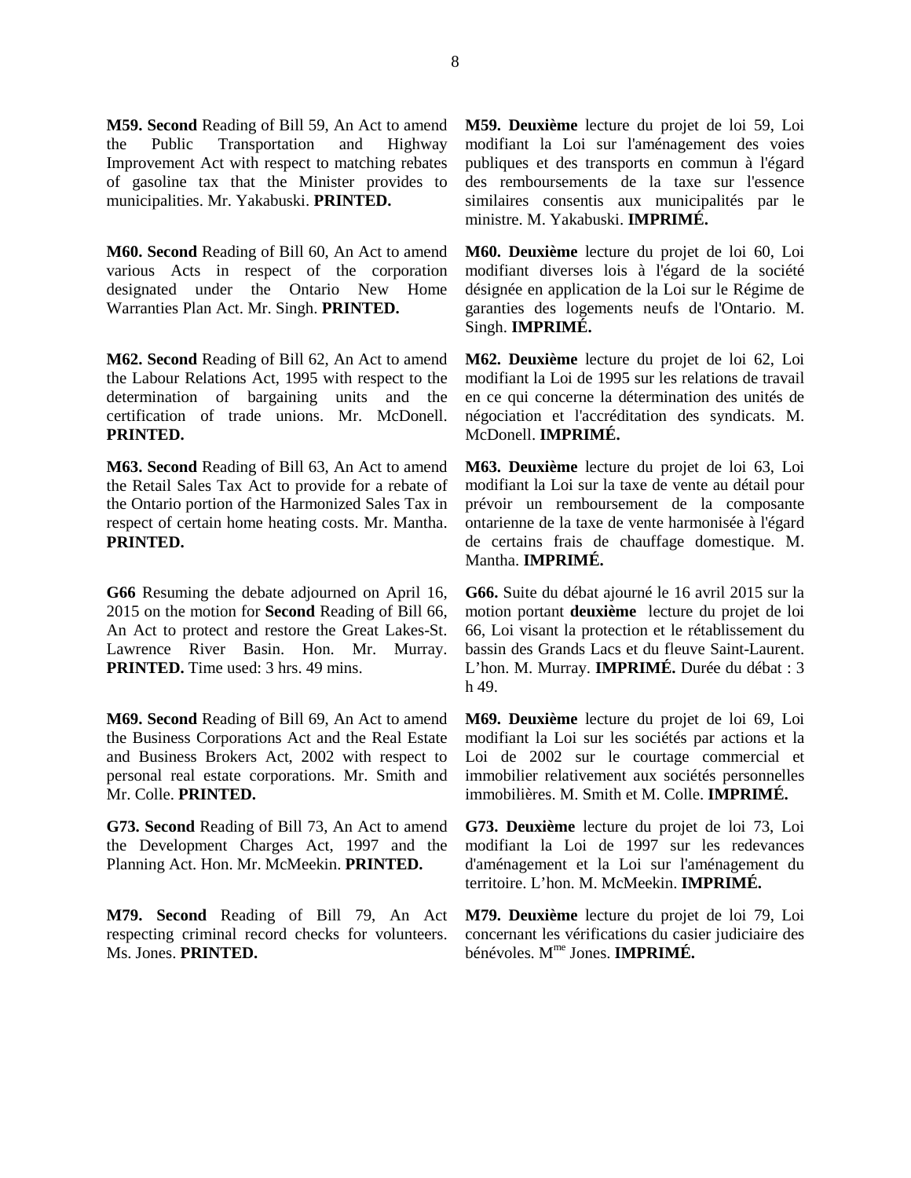**M59. Second** Reading of Bill 59, An Act to amend the Public Transportation and Highway Improvement Act with respect to matching rebates of gasoline tax that the Minister provides to municipalities. Mr. Yakabuski. **PRINTED.**

**M59. Deuxième** lecture du projet de loi 59, Loi modifiant la Loi sur l'aménagement des voies publiques et des transports en commun à l'égard des remboursements de la taxe sur l'essence similaires consentis aux municipalités par le ministre. M. Yakabuski. **IMPRIMÉ.**

**M60. Second** Reading of Bill 60, An Act to amend various Acts in respect of the corporation designated under the Ontario New Home Warranties Plan Act. Mr. Singh. **PRINTED.**

**M60. Deuxième** lecture du projet de loi 60, Loi modifiant diverses lois à l'égard de la société désignée en application de la Loi sur le Régime de garanties des logements neufs de l'Ontario. M. Singh. **IMPRIMÉ.**

**M62. Second** Reading of Bill 62, An Act to amend the Labour Relations Act, 1995 with respect to the determination of bargaining units and the certification of trade unions. Mr. McDonell. **PRINTED.**

**M62. Deuxième** lecture du projet de loi 62, Loi modifiant la Loi de 1995 sur les relations de travail en ce qui concerne la détermination des unités de négociation et l'accréditation des syndicats. M. McDonell. **IMPRIMÉ.**

**M63. Second** Reading of Bill 63, An Act to amend the Retail Sales Tax Act to provide for a rebate of the Ontario portion of the Harmonized Sales Tax in respect of certain home heating costs. Mr. Mantha. **PRINTED.**

**M63. Deuxième** lecture du projet de loi 63, Loi modifiant la Loi sur la taxe de vente au détail pour prévoir un remboursement de la composante ontarienne de la taxe de vente harmonisée à l'égard de certains frais de chauffage domestique. M. Mantha. **IMPRIMÉ.**

**G66** Resuming the debate adjourned on April 16, 2015 on the motion for **Second** Reading of Bill 66, An Act to protect and restore the Great Lakes-St. Lawrence River Basin. Hon. Mr. Murray. **PRINTED.** Time used: 3 hrs. 49 mins.

**G66.** Suite du débat ajourné le 16 avril 2015 sur la motion portant **deuxième** lecture du projet de loi 66, Loi visant la protection et le rétablissement du bassin des Grands Lacs et du fleuve Saint-Laurent. L'hon. M. Murray. **IMPRIMÉ.** Durée du débat : 3 h 49.

**M69. Second** Reading of Bill 69, An Act to amend the Business Corporations Act and the Real Estate and Business Brokers Act, 2002 with respect to personal real estate corporations. Mr. Smith and Mr. Colle. **PRINTED.**

**M69. Deuxième** lecture du projet de loi 69, Loi modifiant la Loi sur les sociétés par actions et la Loi de 2002 sur le courtage commercial et immobilier relativement aux sociétés personnelles immobilières. M. Smith et M. Colle. **IMPRIMÉ.**

**G73. Second** Reading of Bill 73, An Act to amend the Development Charges Act, 1997 and the Planning Act. Hon. Mr. McMeekin. **PRINTED.**

**G73. Deuxième** lecture du projet de loi 73, Loi modifiant la Loi de 1997 sur les redevances d'aménagement et la Loi sur l'aménagement du territoire. L'hon. M. McMeekin. **IMPRIMÉ.**

**M79. Second** Reading of Bill 79, An Act respecting criminal record checks for volunteers. Ms. Jones. **PRINTED.**

**M79. Deuxième** lecture du projet de loi 79, Loi concernant les vérifications du casier judiciaire des bénévoles. Mme Jones. **IMPRIMÉ.**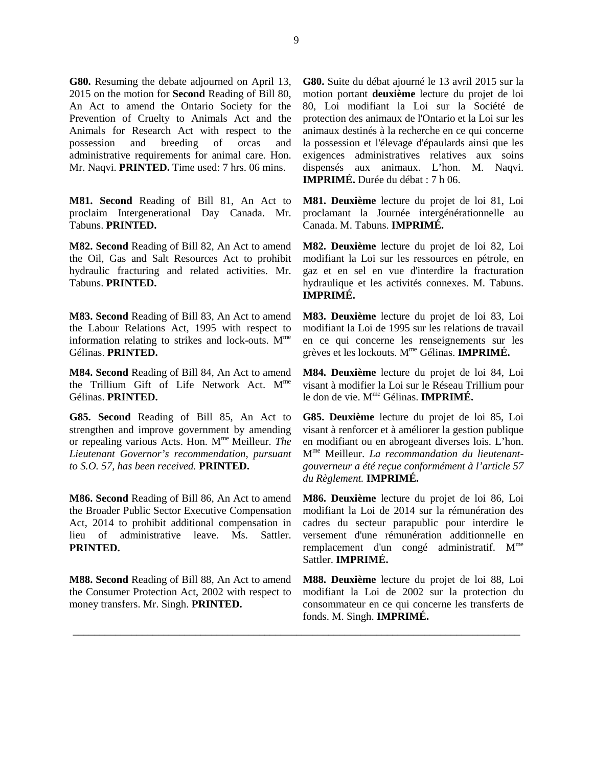**G80.** Resuming the debate adjourned on April 13, 2015 on the motion for **Second** Reading of Bill 80, An Act to amend the Ontario Society for the Prevention of Cruelty to Animals Act and the Animals for Research Act with respect to the possession and breeding of orcas and administrative requirements for animal care. Hon. Mr. Naqvi. **PRINTED.** Time used: 7 hrs. 06 mins.

**G80.** Suite du débat ajourné le 13 avril 2015 sur la motion portant **deuxième** lecture du projet de loi 80, Loi modifiant la Loi sur la Société de protection des animaux de l'Ontario et la Loi sur les animaux destinés à la recherche en ce qui concerne la possession et l'élevage d'épaulards ainsi que les exigences administratives relatives aux soins dispensés aux animaux. L'hon. M. Naqvi. **IMPRIMÉ.** Durée du débat : 7 h 06.

**M81. Second** Reading of Bill 81, An Act to proclaim Intergenerational Day Canada. Mr. Tabuns. **PRINTED.**

**M81. Deuxième** lecture du projet de loi 81, Loi proclamant la Journée intergénérationnelle au Canada. M. Tabuns. **IMPRIMÉ.**

**M82. Second** Reading of Bill 82, An Act to amend the Oil, Gas and Salt Resources Act to prohibit hydraulic fracturing and related activities. Mr. Tabuns. **PRINTED.**

**M82. Deuxième** lecture du projet de loi 82, Loi modifiant la Loi sur les ressources en pétrole, en gaz et en sel en vue d'interdire la fracturation hydraulique et les activités connexes. M. Tabuns. **IMPRIMÉ.**

**M83. Second** Reading of Bill 83, An Act to amend the Labour Relations Act, 1995 with respect to information relating to strikes and lock-outs. Mme Gélinas. **PRINTED.**

**M83. Deuxième** lecture du projet de loi 83, Loi modifiant la Loi de 1995 sur les relations de travail en ce qui concerne les renseignements sur les grèves et les lockouts. Mme Gélinas. **IMPRIMÉ.**

**M84. Second** Reading of Bill 84, An Act to amend the Trillium Gift of Life Network Act. Mme Gélinas. **PRINTED.**

**M84. Deuxième** lecture du projet de loi 84, Loi visant à modifier la Loi sur le Réseau Trillium pour le don de vie. Mme Gélinas. **IMPRIMÉ.**

**G85. Second** Reading of Bill 85, An Act to strengthen and improve government by amending or repealing various Acts. Hon. Mme Meilleur. *The Lieutenant Governor's recommendation, pursuant to S.O. 57, has been received.* **PRINTED.**

**G85. Deuxième** lecture du projet de loi 85, Loi visant à renforcer et à améliorer la gestion publique en modifiant ou en abrogeant diverses lois. L'hon. Mme Meilleur. *La recommandation du lieutenant-gouverneur a été reçue conformément à l'article 57 du Règlement.* **IMPRIMÉ.**

**M86. Second** Reading of Bill 86, An Act to amend the Broader Public Sector Executive Compensation Act, 2014 to prohibit additional compensation in lieu of administrative leave. Ms. Sattler. **PRINTED.**

**M86. Deuxième** lecture du projet de loi 86, Loi modifiant la Loi de 2014 sur la rémunération des cadres du secteur parapublic pour interdire le versement d'une rémunération additionnelle en remplacement d'un congé administratif. Mme Sattler. **IMPRIMÉ.**

**M88. Second** Reading of Bill 88, An Act to amend the Consumer Protection Act, 2002 with respect to money transfers. Mr. Singh. **PRINTED.**

**M88. Deuxième** lecture du projet de loi 88, Loi modifiant la Loi de 2002 sur la protection du consommateur en ce qui concerne les transferts de fonds. M. Singh. **IMPRIMÉ.**

---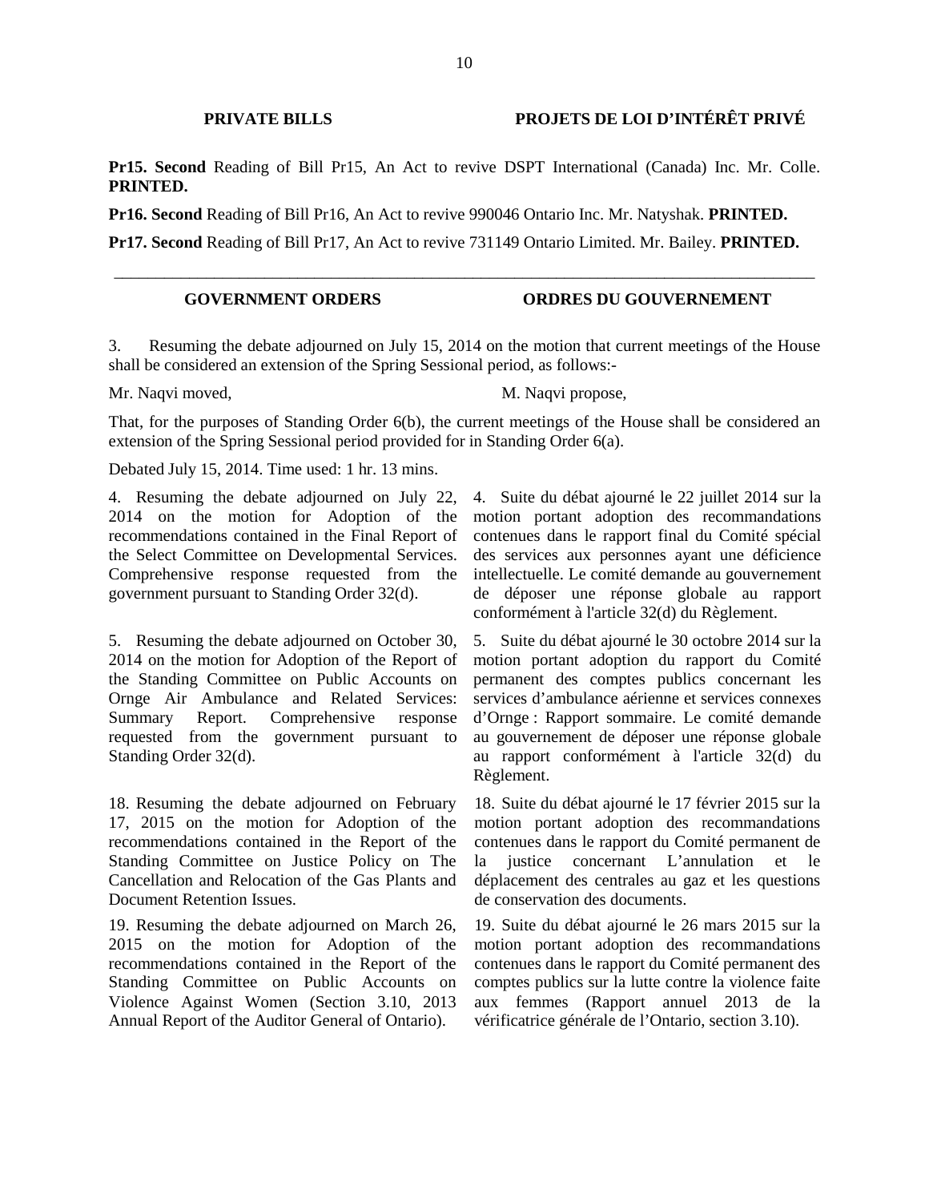## PRIVATE BILLS / PROJETS DE LOI D'INTÉRÊT PRIVÉ

**Pr15. Second** Reading of Bill Pr15, An Act to revive DSPT International (Canada) Inc. Mr. Colle. **PRINTED.**

**Pr16. Second** Reading of Bill Pr16, An Act to revive 990046 Ontario Inc. Mr. Natyshak. **PRINTED.**

**Pr17. Second** Reading of Bill Pr17, An Act to revive 731149 Ontario Limited. Mr. Bailey. **PRINTED.**

---

## GOVERNMENT ORDERS / ORDRES DU GOUVERNEMENT

3. Resuming the debate adjourned on July 15, 2014 on the motion that current meetings of the House shall be considered an extension of the Spring Sessional period, as follows:-

Mr. Naqvi moved,

M. Naqvi propose,

That, for the purposes of Standing Order 6(b), the current meetings of the House shall be considered an extension of the Spring Sessional period provided for in Standing Order 6(a).

Debated July 15, 2014. Time used: 1 hr. 13 mins.

4. Resuming the debate adjourned on July 22, 2014 on the motion for Adoption of the recommendations contained in the Final Report of the Select Committee on Developmental Services. Comprehensive response requested from the government pursuant to Standing Order 32(d).

4. Suite du débat ajourné le 22 juillet 2014 sur la motion portant adoption des recommandations contenues dans le rapport final du Comité spécial des services aux personnes ayant une déficience intellectuelle. Le comité demande au gouvernement de déposer une réponse globale au rapport conformément à l'article 32(d) du Règlement.

5. Resuming the debate adjourned on October 30, 2014 on the motion for Adoption of the Report of the Standing Committee on Public Accounts on Ornge Air Ambulance and Related Services: Summary Report. Comprehensive response requested from the government pursuant to Standing Order 32(d).

5. Suite du débat ajourné le 30 octobre 2014 sur la motion portant adoption du rapport du Comité permanent des comptes publics concernant les services d'ambulance aérienne et services connexes d'Ornge : Rapport sommaire. Le comité demande au gouvernement de déposer une réponse globale au rapport conformément à l'article 32(d) du Règlement.

18. Resuming the debate adjourned on February 17, 2015 on the motion for Adoption of the recommendations contained in the Report of the Standing Committee on Justice Policy on The Cancellation and Relocation of the Gas Plants and Document Retention Issues.

18. Suite du débat ajourné le 17 février 2015 sur la motion portant adoption des recommandations contenues dans le rapport du Comité permanent de la justice concernant L'annulation et le déplacement des centrales au gaz et les questions de conservation des documents.

19. Resuming the debate adjourned on March 26, 2015 on the motion for Adoption of the recommendations contained in the Report of the Standing Committee on Public Accounts on Violence Against Women (Section 3.10, 2013 Annual Report of the Auditor General of Ontario).

19. Suite du débat ajourné le 26 mars 2015 sur la motion portant adoption des recommandations contenues dans le rapport du Comité permanent des comptes publics sur la lutte contre la violence faite aux femmes (Rapport annuel 2013 de la vérificatrice générale de l'Ontario, section 3.10).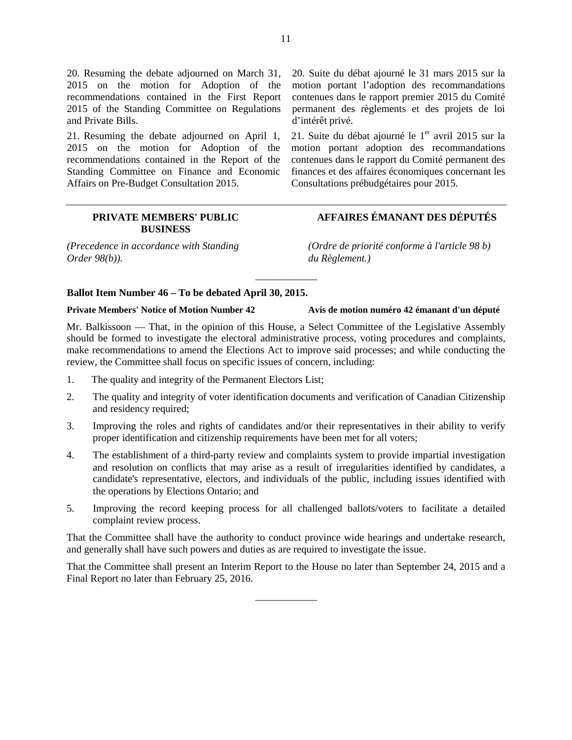20. Resuming the debate adjourned on March 31, 2015 on the motion for Adoption of the recommendations contained in the First Report 2015 of the Standing Committee on Regulations and Private Bills.

21. Resuming the debate adjourned on April 1, 2015 on the motion for Adoption of the recommendations contained in the Report of the Standing Committee on Finance and Economic Affairs on Pre-Budget Consultation 2015.

20. Suite du débat ajourné le 31 mars 2015 sur la motion portant l'adoption des recommandations contenues dans le rapport premier 2015 du Comité permanent des règlements et des projets de loi d'intérêt privé.

21. Suite du débat ajourné le 1er avril 2015 sur la motion portant adoption des recommandations contenues dans le rapport du Comité permanent des finances et des affaires économiques concernant les Consultations prébudgétaires pour 2015.

---

## PRIVATE MEMBERS' PUBLIC BUSINESS

*(Precedence in accordance with Standing Order 98(b)).*

## AFFAIRES ÉMANANT DES DÉPUTÉS

*(Ordre de priorité conforme à l'article 98 b) du Règlement.)*

---

**Ballot Item Number 46 – To be debated April 30, 2015.**

**Private Members' Notice of Motion Number 42** **Avis de motion numéro 42 émanant d'un député**

Mr. Balkissoon — That, in the opinion of this House, a Select Committee of the Legislative Assembly should be formed to investigate the electoral administrative process, voting procedures and complaints, make recommendations to amend the Elections Act to improve said processes; and while conducting the review, the Committee shall focus on specific issues of concern, including:

1. The quality and integrity of the Permanent Electors List;
2. The quality and integrity of voter identification documents and verification of Canadian Citizenship and residency required;
3. Improving the roles and rights of candidates and/or their representatives in their ability to verify proper identification and citizenship requirements have been met for all voters;
4. The establishment of a third-party review and complaints system to provide impartial investigation and resolution on conflicts that may arise as a result of irregularities identified by candidates, a candidate's representative, electors, and individuals of the public, including issues identified with the operations by Elections Ontario; and
5. Improving the record keeping process for all challenged ballots/voters to facilitate a detailed complaint review process.

That the Committee shall have the authority to conduct province wide hearings and undertake research, and generally shall have such powers and duties as are required to investigate the issue.

That the Committee shall present an Interim Report to the House no later than September 24, 2015 and a Final Report no later than February 25, 2016.

---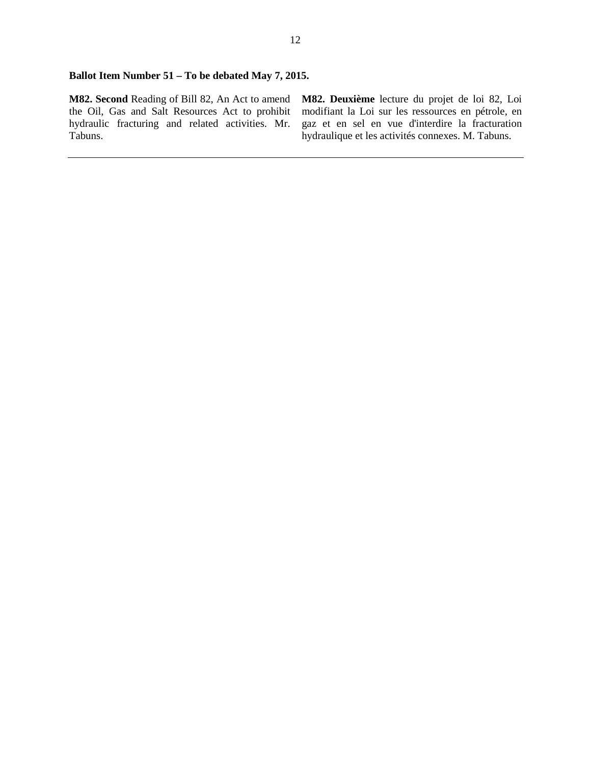**Ballot Item Number 51 – To be debated May 7, 2015.**

**M82. Second** Reading of Bill 82, An Act to amend the Oil, Gas and Salt Resources Act to prohibit hydraulic fracturing and related activities. Mr. Tabuns.

**M82. Deuxième** lecture du projet de loi 82, Loi modifiant la Loi sur les ressources en pétrole, en gaz et en sel en vue d'interdire la fracturation hydraulique et les activités connexes. M. Tabuns.

---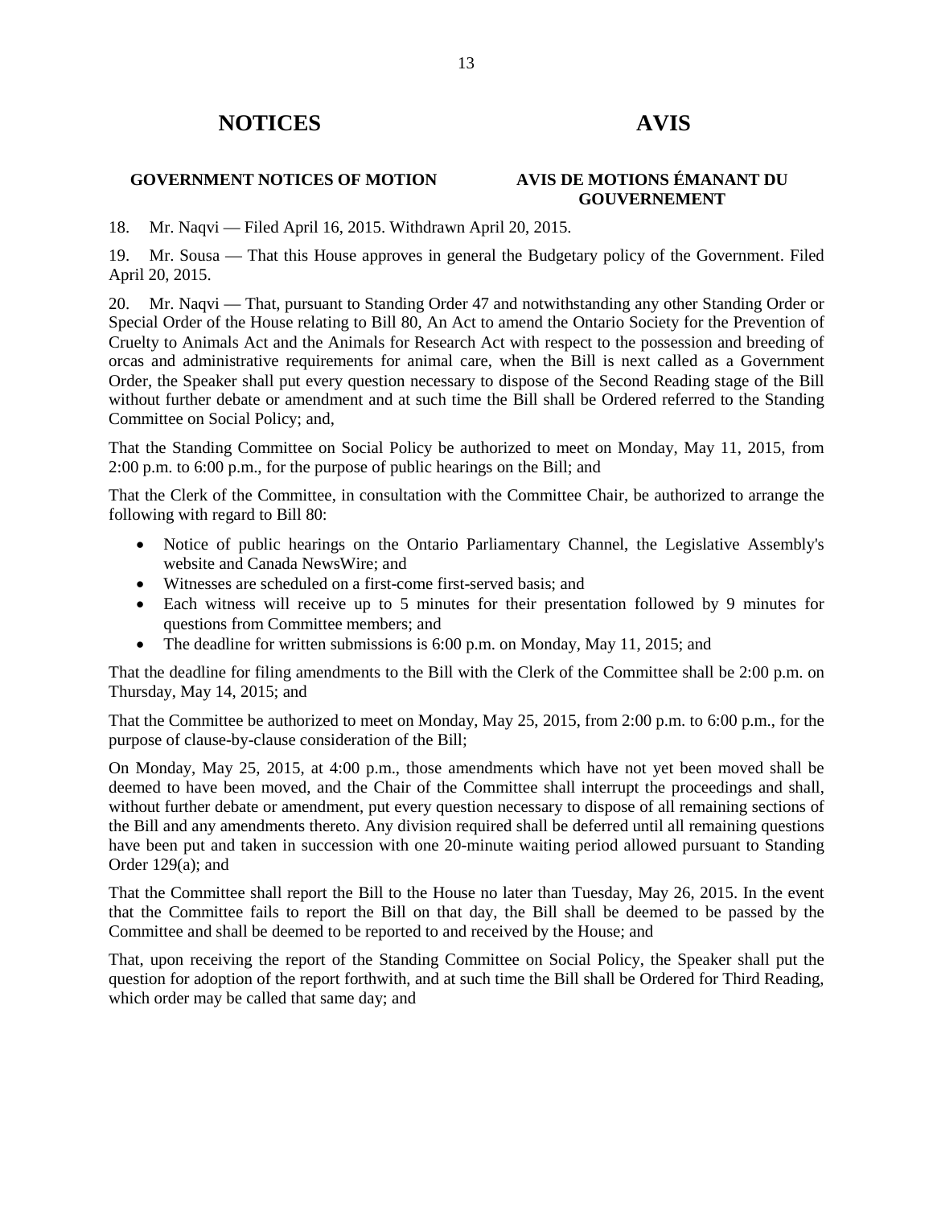# NOTICES / AVIS

## GOVERNMENT NOTICES OF MOTION / AVIS DE MOTIONS ÉMANANT DU GOUVERNEMENT

18. Mr. Naqvi — Filed April 16, 2015. Withdrawn April 20, 2015.

19. Mr. Sousa — That this House approves in general the Budgetary policy of the Government. Filed April 20, 2015.

20. Mr. Naqvi — That, pursuant to Standing Order 47 and notwithstanding any other Standing Order or Special Order of the House relating to Bill 80, An Act to amend the Ontario Society for the Prevention of Cruelty to Animals Act and the Animals for Research Act with respect to the possession and breeding of orcas and administrative requirements for animal care, when the Bill is next called as a Government Order, the Speaker shall put every question necessary to dispose of the Second Reading stage of the Bill without further debate or amendment and at such time the Bill shall be Ordered referred to the Standing Committee on Social Policy; and,

That the Standing Committee on Social Policy be authorized to meet on Monday, May 11, 2015, from 2:00 p.m. to 6:00 p.m., for the purpose of public hearings on the Bill; and

That the Clerk of the Committee, in consultation with the Committee Chair, be authorized to arrange the following with regard to Bill 80:

- Notice of public hearings on the Ontario Parliamentary Channel, the Legislative Assembly's website and Canada NewsWire; and
- Witnesses are scheduled on a first-come first-served basis; and
- Each witness will receive up to 5 minutes for their presentation followed by 9 minutes for questions from Committee members; and
- The deadline for written submissions is 6:00 p.m. on Monday, May 11, 2015; and

That the deadline for filing amendments to the Bill with the Clerk of the Committee shall be 2:00 p.m. on Thursday, May 14, 2015; and

That the Committee be authorized to meet on Monday, May 25, 2015, from 2:00 p.m. to 6:00 p.m., for the purpose of clause-by-clause consideration of the Bill;

On Monday, May 25, 2015, at 4:00 p.m., those amendments which have not yet been moved shall be deemed to have been moved, and the Chair of the Committee shall interrupt the proceedings and shall, without further debate or amendment, put every question necessary to dispose of all remaining sections of the Bill and any amendments thereto. Any division required shall be deferred until all remaining questions have been put and taken in succession with one 20-minute waiting period allowed pursuant to Standing Order 129(a); and

That the Committee shall report the Bill to the House no later than Tuesday, May 26, 2015. In the event that the Committee fails to report the Bill on that day, the Bill shall be deemed to be passed by the Committee and shall be deemed to be reported to and received by the House; and

That, upon receiving the report of the Standing Committee on Social Policy, the Speaker shall put the question for adoption of the report forthwith, and at such time the Bill shall be Ordered for Third Reading, which order may be called that same day; and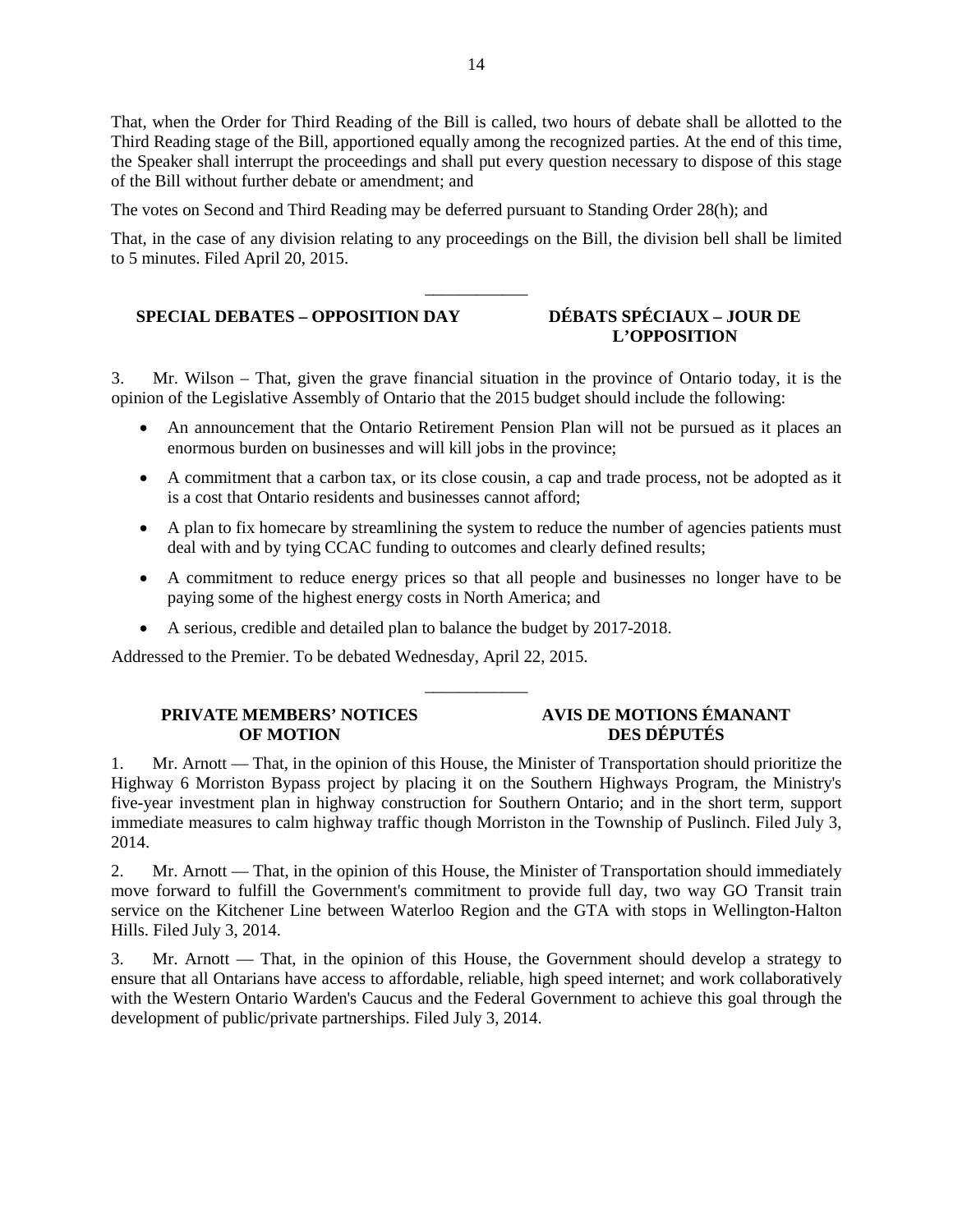That, when the Order for Third Reading of the Bill is called, two hours of debate shall be allotted to the Third Reading stage of the Bill, apportioned equally among the recognized parties. At the end of this time, the Speaker shall interrupt the proceedings and shall put every question necessary to dispose of this stage of the Bill without further debate or amendment; and

The votes on Second and Third Reading may be deferred pursuant to Standing Order 28(h); and

That, in the case of any division relating to any proceedings on the Bill, the division bell shall be limited to 5 minutes. Filed April 20, 2015.

---

## SPECIAL DEBATES – OPPOSITION DAY / DÉBATS SPÉCIAUX – JOUR DE L'OPPOSITION

3. Mr. Wilson – That, given the grave financial situation in the province of Ontario today, it is the opinion of the Legislative Assembly of Ontario that the 2015 budget should include the following:

- An announcement that the Ontario Retirement Pension Plan will not be pursued as it places an enormous burden on businesses and will kill jobs in the province;
- A commitment that a carbon tax, or its close cousin, a cap and trade process, not be adopted as it is a cost that Ontario residents and businesses cannot afford;
- A plan to fix homecare by streamlining the system to reduce the number of agencies patients must deal with and by tying CCAC funding to outcomes and clearly defined results;
- A commitment to reduce energy prices so that all people and businesses no longer have to be paying some of the highest energy costs in North America; and
- A serious, credible and detailed plan to balance the budget by 2017-2018.

Addressed to the Premier. To be debated Wednesday, April 22, 2015.

---

## PRIVATE MEMBERS' NOTICES OF MOTION / AVIS DE MOTIONS ÉMANANT DES DÉPUTÉS

1. Mr. Arnott — That, in the opinion of this House, the Minister of Transportation should prioritize the Highway 6 Morriston Bypass project by placing it on the Southern Highways Program, the Ministry's five-year investment plan in highway construction for Southern Ontario; and in the short term, support immediate measures to calm highway traffic though Morriston in the Township of Puslinch. Filed July 3, 2014.

2. Mr. Arnott — That, in the opinion of this House, the Minister of Transportation should immediately move forward to fulfill the Government's commitment to provide full day, two way GO Transit train service on the Kitchener Line between Waterloo Region and the GTA with stops in Wellington-Halton Hills. Filed July 3, 2014.

3. Mr. Arnott — That, in the opinion of this House, the Government should develop a strategy to ensure that all Ontarians have access to affordable, reliable, high speed internet; and work collaboratively with the Western Ontario Warden's Caucus and the Federal Government to achieve this goal through the development of public/private partnerships. Filed July 3, 2014.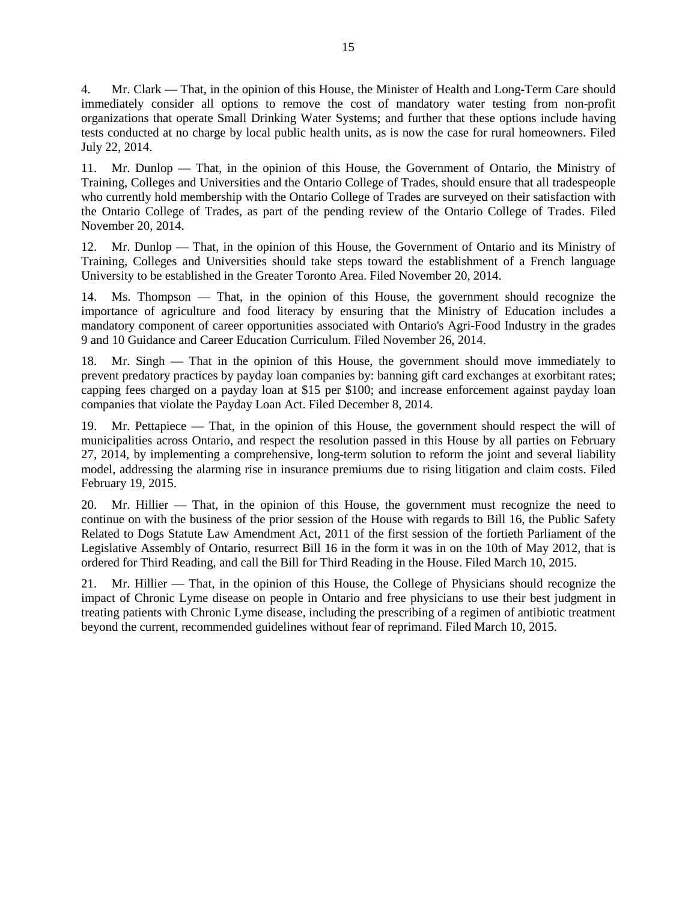4. Mr. Clark — That, in the opinion of this House, the Minister of Health and Long-Term Care should immediately consider all options to remove the cost of mandatory water testing from non-profit organizations that operate Small Drinking Water Systems; and further that these options include having tests conducted at no charge by local public health units, as is now the case for rural homeowners. Filed July 22, 2014.

11. Mr. Dunlop — That, in the opinion of this House, the Government of Ontario, the Ministry of Training, Colleges and Universities and the Ontario College of Trades, should ensure that all tradespeople who currently hold membership with the Ontario College of Trades are surveyed on their satisfaction with the Ontario College of Trades, as part of the pending review of the Ontario College of Trades. Filed November 20, 2014.

12. Mr. Dunlop — That, in the opinion of this House, the Government of Ontario and its Ministry of Training, Colleges and Universities should take steps toward the establishment of a French language University to be established in the Greater Toronto Area. Filed November 20, 2014.

14. Ms. Thompson — That, in the opinion of this House, the government should recognize the importance of agriculture and food literacy by ensuring that the Ministry of Education includes a mandatory component of career opportunities associated with Ontario's Agri-Food Industry in the grades 9 and 10 Guidance and Career Education Curriculum. Filed November 26, 2014.

18. Mr. Singh — That in the opinion of this House, the government should move immediately to prevent predatory practices by payday loan companies by: banning gift card exchanges at exorbitant rates; capping fees charged on a payday loan at $15 per $100; and increase enforcement against payday loan companies that violate the Payday Loan Act. Filed December 8, 2014.

19. Mr. Pettapiece — That, in the opinion of this House, the government should respect the will of municipalities across Ontario, and respect the resolution passed in this House by all parties on February 27, 2014, by implementing a comprehensive, long-term solution to reform the joint and several liability model, addressing the alarming rise in insurance premiums due to rising litigation and claim costs. Filed February 19, 2015.

20. Mr. Hillier — That, in the opinion of this House, the government must recognize the need to continue on with the business of the prior session of the House with regards to Bill 16, the Public Safety Related to Dogs Statute Law Amendment Act, 2011 of the first session of the fortieth Parliament of the Legislative Assembly of Ontario, resurrect Bill 16 in the form it was in on the 10th of May 2012, that is ordered for Third Reading, and call the Bill for Third Reading in the House. Filed March 10, 2015.

21. Mr. Hillier — That, in the opinion of this House, the College of Physicians should recognize the impact of Chronic Lyme disease on people in Ontario and free physicians to use their best judgment in treating patients with Chronic Lyme disease, including the prescribing of a regimen of antibiotic treatment beyond the current, recommended guidelines without fear of reprimand. Filed March 10, 2015.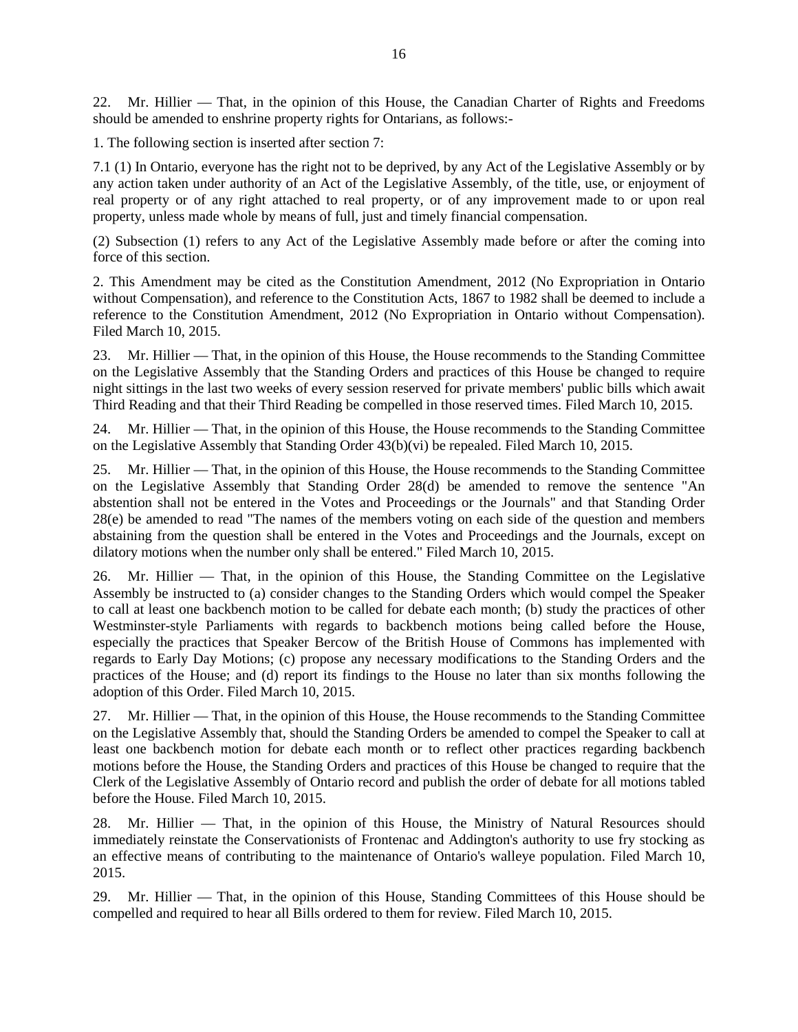22. Mr. Hillier — That, in the opinion of this House, the Canadian Charter of Rights and Freedoms should be amended to enshrine property rights for Ontarians, as follows:-

1. The following section is inserted after section 7:

7.1 (1) In Ontario, everyone has the right not to be deprived, by any Act of the Legislative Assembly or by any action taken under authority of an Act of the Legislative Assembly, of the title, use, or enjoyment of real property or of any right attached to real property, or of any improvement made to or upon real property, unless made whole by means of full, just and timely financial compensation.

(2) Subsection (1) refers to any Act of the Legislative Assembly made before or after the coming into force of this section.

2. This Amendment may be cited as the Constitution Amendment, 2012 (No Expropriation in Ontario without Compensation), and reference to the Constitution Acts, 1867 to 1982 shall be deemed to include a reference to the Constitution Amendment, 2012 (No Expropriation in Ontario without Compensation). Filed March 10, 2015.

23. Mr. Hillier — That, in the opinion of this House, the House recommends to the Standing Committee on the Legislative Assembly that the Standing Orders and practices of this House be changed to require night sittings in the last two weeks of every session reserved for private members' public bills which await Third Reading and that their Third Reading be compelled in those reserved times. Filed March 10, 2015.

24. Mr. Hillier — That, in the opinion of this House, the House recommends to the Standing Committee on the Legislative Assembly that Standing Order 43(b)(vi) be repealed. Filed March 10, 2015.

25. Mr. Hillier — That, in the opinion of this House, the House recommends to the Standing Committee on the Legislative Assembly that Standing Order 28(d) be amended to remove the sentence "An abstention shall not be entered in the Votes and Proceedings or the Journals" and that Standing Order 28(e) be amended to read "The names of the members voting on each side of the question and members abstaining from the question shall be entered in the Votes and Proceedings and the Journals, except on dilatory motions when the number only shall be entered." Filed March 10, 2015.

26. Mr. Hillier — That, in the opinion of this House, the Standing Committee on the Legislative Assembly be instructed to (a) consider changes to the Standing Orders which would compel the Speaker to call at least one backbench motion to be called for debate each month; (b) study the practices of other Westminster-style Parliaments with regards to backbench motions being called before the House, especially the practices that Speaker Bercow of the British House of Commons has implemented with regards to Early Day Motions; (c) propose any necessary modifications to the Standing Orders and the practices of the House; and (d) report its findings to the House no later than six months following the adoption of this Order. Filed March 10, 2015.

27. Mr. Hillier — That, in the opinion of this House, the House recommends to the Standing Committee on the Legislative Assembly that, should the Standing Orders be amended to compel the Speaker to call at least one backbench motion for debate each month or to reflect other practices regarding backbench motions before the House, the Standing Orders and practices of this House be changed to require that the Clerk of the Legislative Assembly of Ontario record and publish the order of debate for all motions tabled before the House. Filed March 10, 2015.

28. Mr. Hillier — That, in the opinion of this House, the Ministry of Natural Resources should immediately reinstate the Conservationists of Frontenac and Addington's authority to use fry stocking as an effective means of contributing to the maintenance of Ontario's walleye population. Filed March 10, 2015.

29. Mr. Hillier — That, in the opinion of this House, Standing Committees of this House should be compelled and required to hear all Bills ordered to them for review. Filed March 10, 2015.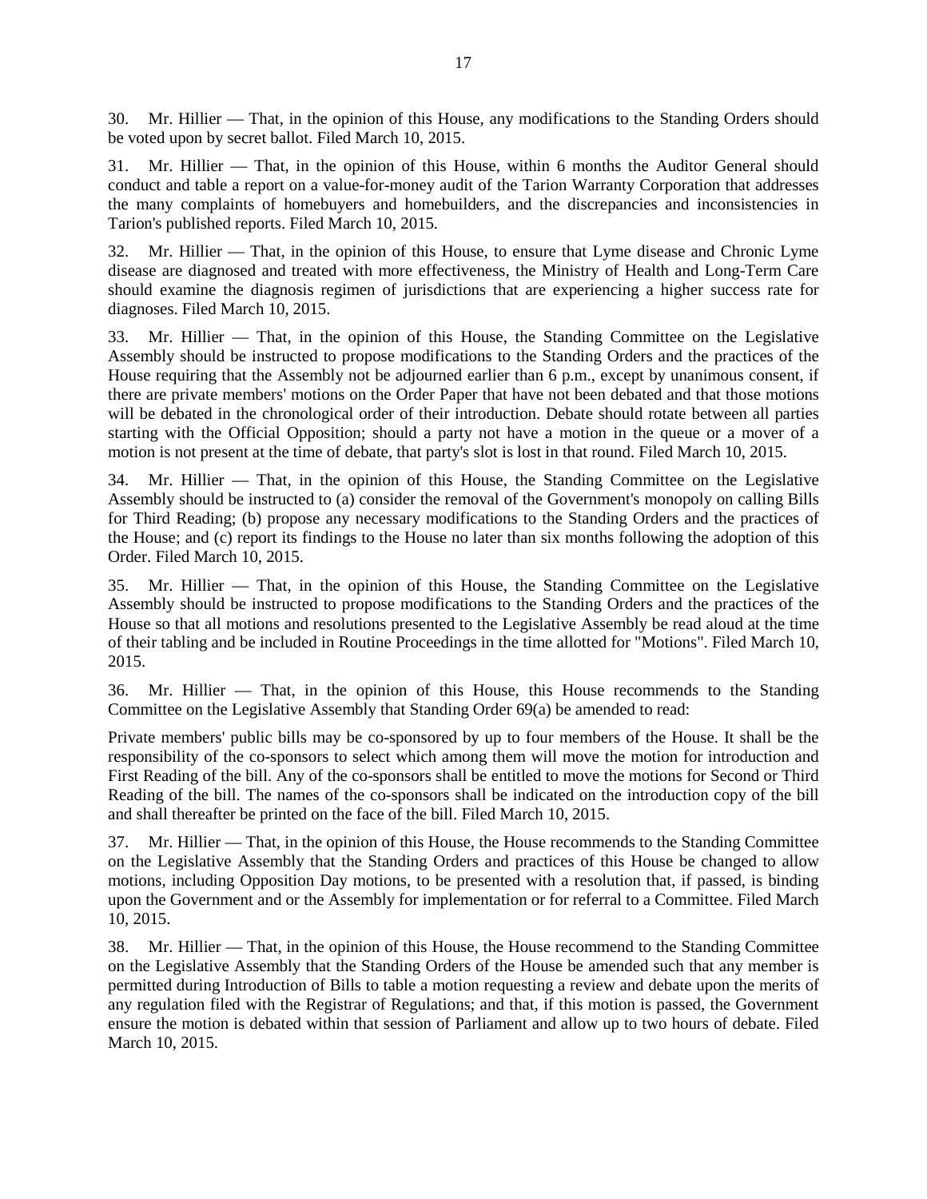30. Mr. Hillier — That, in the opinion of this House, any modifications to the Standing Orders should be voted upon by secret ballot. Filed March 10, 2015.

31. Mr. Hillier — That, in the opinion of this House, within 6 months the Auditor General should conduct and table a report on a value-for-money audit of the Tarion Warranty Corporation that addresses the many complaints of homebuyers and homebuilders, and the discrepancies and inconsistencies in Tarion's published reports. Filed March 10, 2015.

32. Mr. Hillier — That, in the opinion of this House, to ensure that Lyme disease and Chronic Lyme disease are diagnosed and treated with more effectiveness, the Ministry of Health and Long-Term Care should examine the diagnosis regimen of jurisdictions that are experiencing a higher success rate for diagnoses. Filed March 10, 2015.

33. Mr. Hillier — That, in the opinion of this House, the Standing Committee on the Legislative Assembly should be instructed to propose modifications to the Standing Orders and the practices of the House requiring that the Assembly not be adjourned earlier than 6 p.m., except by unanimous consent, if there are private members' motions on the Order Paper that have not been debated and that those motions will be debated in the chronological order of their introduction. Debate should rotate between all parties starting with the Official Opposition; should a party not have a motion in the queue or a mover of a motion is not present at the time of debate, that party's slot is lost in that round. Filed March 10, 2015.

34. Mr. Hillier — That, in the opinion of this House, the Standing Committee on the Legislative Assembly should be instructed to (a) consider the removal of the Government's monopoly on calling Bills for Third Reading; (b) propose any necessary modifications to the Standing Orders and the practices of the House; and (c) report its findings to the House no later than six months following the adoption of this Order. Filed March 10, 2015.

35. Mr. Hillier — That, in the opinion of this House, the Standing Committee on the Legislative Assembly should be instructed to propose modifications to the Standing Orders and the practices of the House so that all motions and resolutions presented to the Legislative Assembly be read aloud at the time of their tabling and be included in Routine Proceedings in the time allotted for "Motions". Filed March 10, 2015.

36. Mr. Hillier — That, in the opinion of this House, this House recommends to the Standing Committee on the Legislative Assembly that Standing Order 69(a) be amended to read:

Private members' public bills may be co-sponsored by up to four members of the House. It shall be the responsibility of the co-sponsors to select which among them will move the motion for introduction and First Reading of the bill. Any of the co-sponsors shall be entitled to move the motions for Second or Third Reading of the bill. The names of the co-sponsors shall be indicated on the introduction copy of the bill and shall thereafter be printed on the face of the bill. Filed March 10, 2015.

37. Mr. Hillier — That, in the opinion of this House, the House recommends to the Standing Committee on the Legislative Assembly that the Standing Orders and practices of this House be changed to allow motions, including Opposition Day motions, to be presented with a resolution that, if passed, is binding upon the Government and or the Assembly for implementation or for referral to a Committee. Filed March 10, 2015.

38. Mr. Hillier — That, in the opinion of this House, the House recommend to the Standing Committee on the Legislative Assembly that the Standing Orders of the House be amended such that any member is permitted during Introduction of Bills to table a motion requesting a review and debate upon the merits of any regulation filed with the Registrar of Regulations; and that, if this motion is passed, the Government ensure the motion is debated within that session of Parliament and allow up to two hours of debate. Filed March 10, 2015.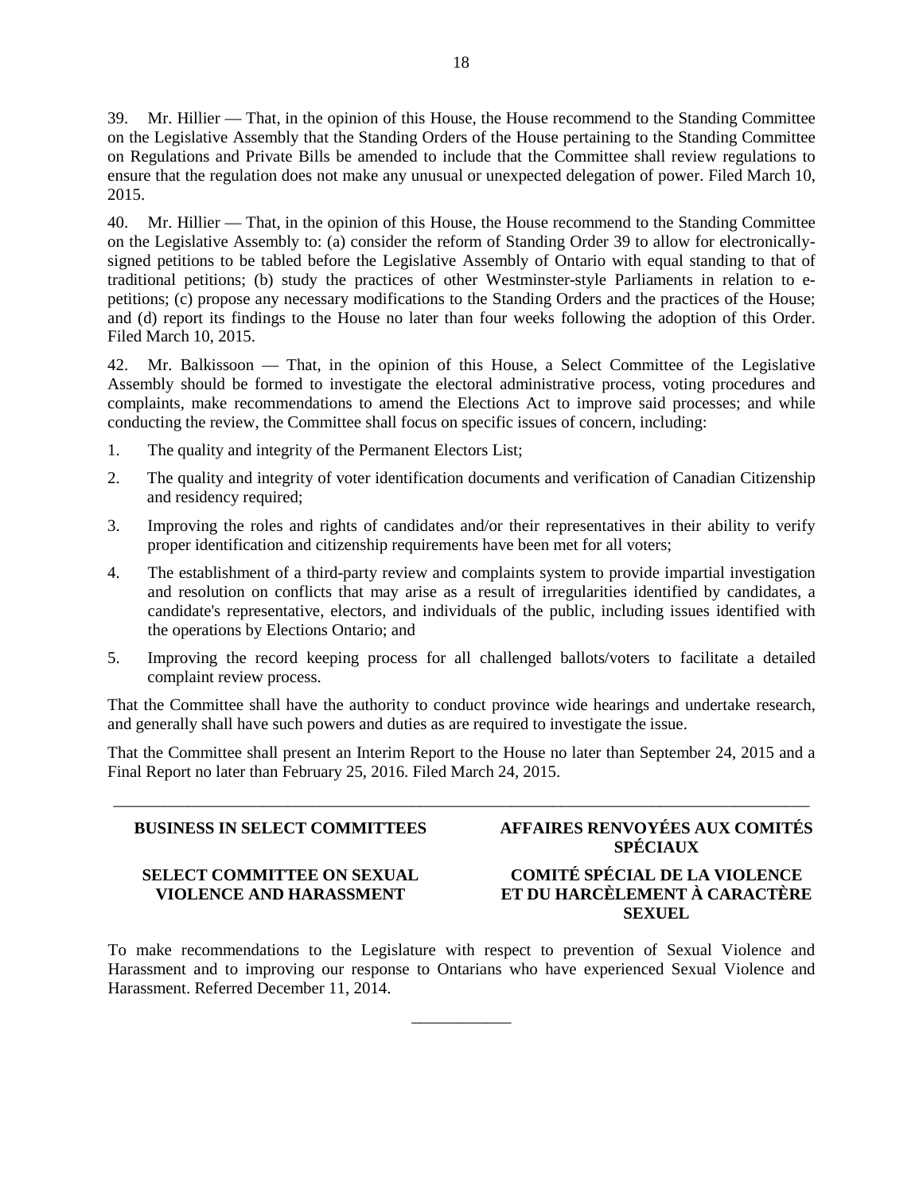39. Mr. Hillier — That, in the opinion of this House, the House recommend to the Standing Committee on the Legislative Assembly that the Standing Orders of the House pertaining to the Standing Committee on Regulations and Private Bills be amended to include that the Committee shall review regulations to ensure that the regulation does not make any unusual or unexpected delegation of power. Filed March 10, 2015.

40. Mr. Hillier — That, in the opinion of this House, the House recommend to the Standing Committee on the Legislative Assembly to: (a) consider the reform of Standing Order 39 to allow for electronically-signed petitions to be tabled before the Legislative Assembly of Ontario with equal standing to that of traditional petitions; (b) study the practices of other Westminster-style Parliaments in relation to e-petitions; (c) propose any necessary modifications to the Standing Orders and the practices of the House; and (d) report its findings to the House no later than four weeks following the adoption of this Order. Filed March 10, 2015.

42. Mr. Balkissoon — That, in the opinion of this House, a Select Committee of the Legislative Assembly should be formed to investigate the electoral administrative process, voting procedures and complaints, make recommendations to amend the Elections Act to improve said processes; and while conducting the review, the Committee shall focus on specific issues of concern, including:

1. The quality and integrity of the Permanent Electors List;
2. The quality and integrity of voter identification documents and verification of Canadian Citizenship and residency required;
3. Improving the roles and rights of candidates and/or their representatives in their ability to verify proper identification and citizenship requirements have been met for all voters;
4. The establishment of a third-party review and complaints system to provide impartial investigation and resolution on conflicts that may arise as a result of irregularities identified by candidates, a candidate's representative, electors, and individuals of the public, including issues identified with the operations by Elections Ontario; and
5. Improving the record keeping process for all challenged ballots/voters to facilitate a detailed complaint review process.

That the Committee shall have the authority to conduct province wide hearings and undertake research, and generally shall have such powers and duties as are required to investigate the issue.

That the Committee shall present an Interim Report to the House no later than September 24, 2015 and a Final Report no later than February 25, 2016. Filed March 24, 2015.

---

## BUSINESS IN SELECT COMMITTEES

## AFFAIRES RENVOYÉES AUX COMITÉS SPÉCIAUX

### SELECT COMMITTEE ON SEXUAL VIOLENCE AND HARASSMENT

### COMITÉ SPÉCIAL DE LA VIOLENCE ET DU HARCÈLEMENT À CARACTÈRE SEXUEL

To make recommendations to the Legislature with respect to prevention of Sexual Violence and Harassment and to improving our response to Ontarians who have experienced Sexual Violence and Harassment. Referred December 11, 2014.

---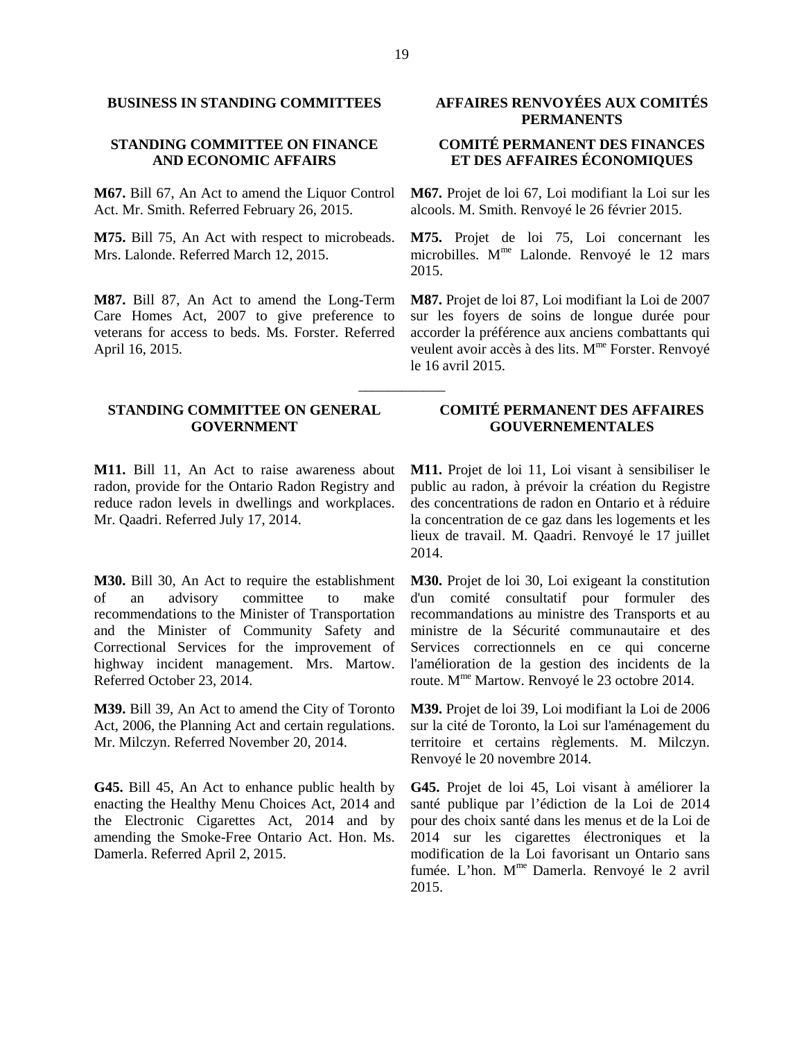## BUSINESS IN STANDING COMMITTEES

### STANDING COMMITTEE ON FINANCE AND ECONOMIC AFFAIRS

**M67.** Bill 67, An Act to amend the Liquor Control Act. Mr. Smith. Referred February 26, 2015.

**M75.** Bill 75, An Act with respect to microbeads. Mrs. Lalonde. Referred March 12, 2015.

**M87.** Bill 87, An Act to amend the Long-Term Care Homes Act, 2007 to give preference to veterans for access to beds. Ms. Forster. Referred April 16, 2015.

### STANDING COMMITTEE ON GENERAL GOVERNMENT

**M11.** Bill 11, An Act to raise awareness about radon, provide for the Ontario Radon Registry and reduce radon levels in dwellings and workplaces. Mr. Qaadri. Referred July 17, 2014.

**M30.** Bill 30, An Act to require the establishment of an advisory committee to make recommendations to the Minister of Transportation and the Minister of Community Safety and Correctional Services for the improvement of highway incident management. Mrs. Martow. Referred October 23, 2014.

**M39.** Bill 39, An Act to amend the City of Toronto Act, 2006, the Planning Act and certain regulations. Mr. Milczyn. Referred November 20, 2014.

**G45.** Bill 45, An Act to enhance public health by enacting the Healthy Menu Choices Act, 2014 and the Electronic Cigarettes Act, 2014 and by amending the Smoke-Free Ontario Act. Hon. Ms. Damerla. Referred April 2, 2015.

## AFFAIRES RENVOYÉES AUX COMITÉS PERMANENTS

### COMITÉ PERMANENT DES FINANCES ET DES AFFAIRES ÉCONOMIQUES

**M67.** Projet de loi 67, Loi modifiant la Loi sur les alcools. M. Smith. Renvoyé le 26 février 2015.

**M75.** Projet de loi 75, Loi concernant les microbilles. M[me] Lalonde. Renvoyé le 12 mars 2015.

**M87.** Projet de loi 87, Loi modifiant la Loi de 2007 sur les foyers de soins de longue durée pour accorder la préférence aux anciens combattants qui veulent avoir accès à des lits. M[me] Forster. Renvoyé le 16 avril 2015.

### COMITÉ PERMANENT DES AFFAIRES GOUVERNEMENTALES

**M11.** Projet de loi 11, Loi visant à sensibiliser le public au radon, à prévoir la création du Registre des concentrations de radon en Ontario et à réduire la concentration de ce gaz dans les logements et les lieux de travail. M. Qaadri. Renvoyé le 17 juillet 2014.

**M30.** Projet de loi 30, Loi exigeant la constitution d'un comité consultatif pour formuler des recommandations au ministre des Transports et au ministre de la Sécurité communautaire et des Services correctionnels en ce qui concerne l'amélioration de la gestion des incidents de la route. M[me] Martow. Renvoyé le 23 octobre 2014.

**M39.** Projet de loi 39, Loi modifiant la Loi de 2006 sur la cité de Toronto, la Loi sur l'aménagement du territoire et certains règlements. M. Milczyn. Renvoyé le 20 novembre 2014.

**G45.** Projet de loi 45, Loi visant à améliorer la santé publique par l'édiction de la Loi de 2014 pour des choix santé dans les menus et de la Loi de 2014 sur les cigarettes électroniques et la modification de la Loi favorisant un Ontario sans fumée. L'hon. M[me] Damerla. Renvoyé le 2 avril 2015.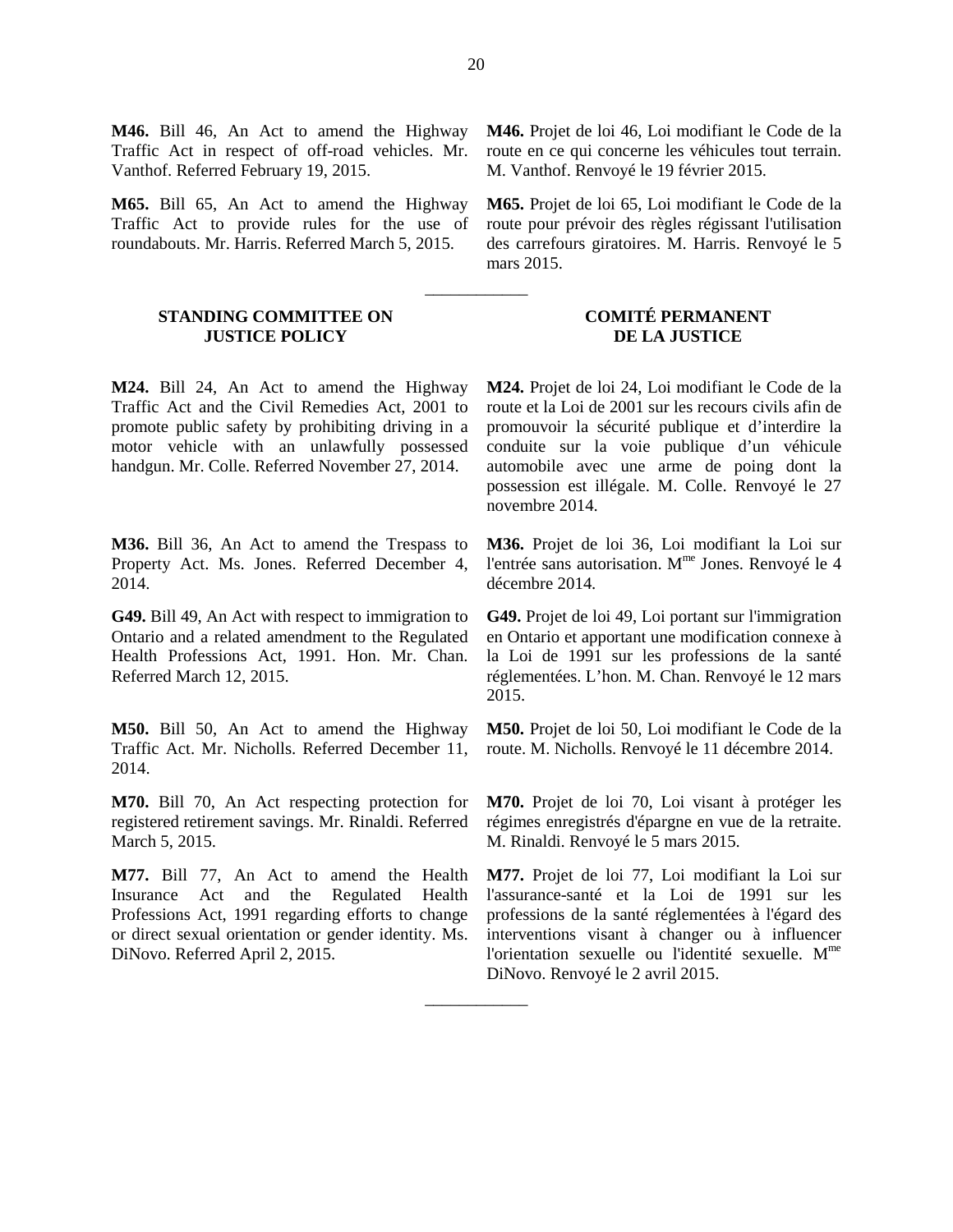**M46.** Bill 46, An Act to amend the Highway Traffic Act in respect of off-road vehicles. Mr. Vanthof. Referred February 19, 2015.

**M46.** Projet de loi 46, Loi modifiant le Code de la route en ce qui concerne les véhicules tout terrain. M. Vanthof. Renvoyé le 19 février 2015.

**M65.** Bill 65, An Act to amend the Highway Traffic Act to provide rules for the use of roundabouts. Mr. Harris. Referred March 5, 2015.

**M65.** Projet de loi 65, Loi modifiant le Code de la route pour prévoir des règles régissant l'utilisation des carrefours giratoires. M. Harris. Renvoyé le 5 mars 2015.

---

## STANDING COMMITTEE ON JUSTICE POLICY

## COMITÉ PERMANENT DE LA JUSTICE

**M24.** Bill 24, An Act to amend the Highway Traffic Act and the Civil Remedies Act, 2001 to promote public safety by prohibiting driving in a motor vehicle with an unlawfully possessed handgun. Mr. Colle. Referred November 27, 2014.

**M24.** Projet de loi 24, Loi modifiant le Code de la route et la Loi de 2001 sur les recours civils afin de promouvoir la sécurité publique et d'interdire la conduite sur la voie publique d'un véhicule automobile avec une arme de poing dont la possession est illégale. M. Colle. Renvoyé le 27 novembre 2014.

**M36.** Bill 36, An Act to amend the Trespass to Property Act. Ms. Jones. Referred December 4, 2014.

**M36.** Projet de loi 36, Loi modifiant la Loi sur l'entrée sans autorisation. M^me^ Jones. Renvoyé le 4 décembre 2014.

**G49.** Bill 49, An Act with respect to immigration to Ontario and a related amendment to the Regulated Health Professions Act, 1991. Hon. Mr. Chan. Referred March 12, 2015.

**G49.** Projet de loi 49, Loi portant sur l'immigration en Ontario et apportant une modification connexe à la Loi de 1991 sur les professions de la santé réglementées. L'hon. M. Chan. Renvoyé le 12 mars 2015.

**M50.** Bill 50, An Act to amend the Highway Traffic Act. Mr. Nicholls. Referred December 11, 2014.

**M50.** Projet de loi 50, Loi modifiant le Code de la route. M. Nicholls. Renvoyé le 11 décembre 2014.

**M70.** Bill 70, An Act respecting protection for registered retirement savings. Mr. Rinaldi. Referred March 5, 2015.

**M70.** Projet de loi 70, Loi visant à protéger les régimes enregistrés d'épargne en vue de la retraite. M. Rinaldi. Renvoyé le 5 mars 2015.

**M77.** Bill 77, An Act to amend the Health Insurance Act and the Regulated Health Professions Act, 1991 regarding efforts to change or direct sexual orientation or gender identity. Ms. DiNovo. Referred April 2, 2015.

**M77.** Projet de loi 77, Loi modifiant la Loi sur l'assurance-santé et la Loi de 1991 sur les professions de la santé réglementées à l'égard des interventions visant à changer ou à influencer l'orientation sexuelle ou l'identité sexuelle. M^me^ DiNovo. Renvoyé le 2 avril 2015.

---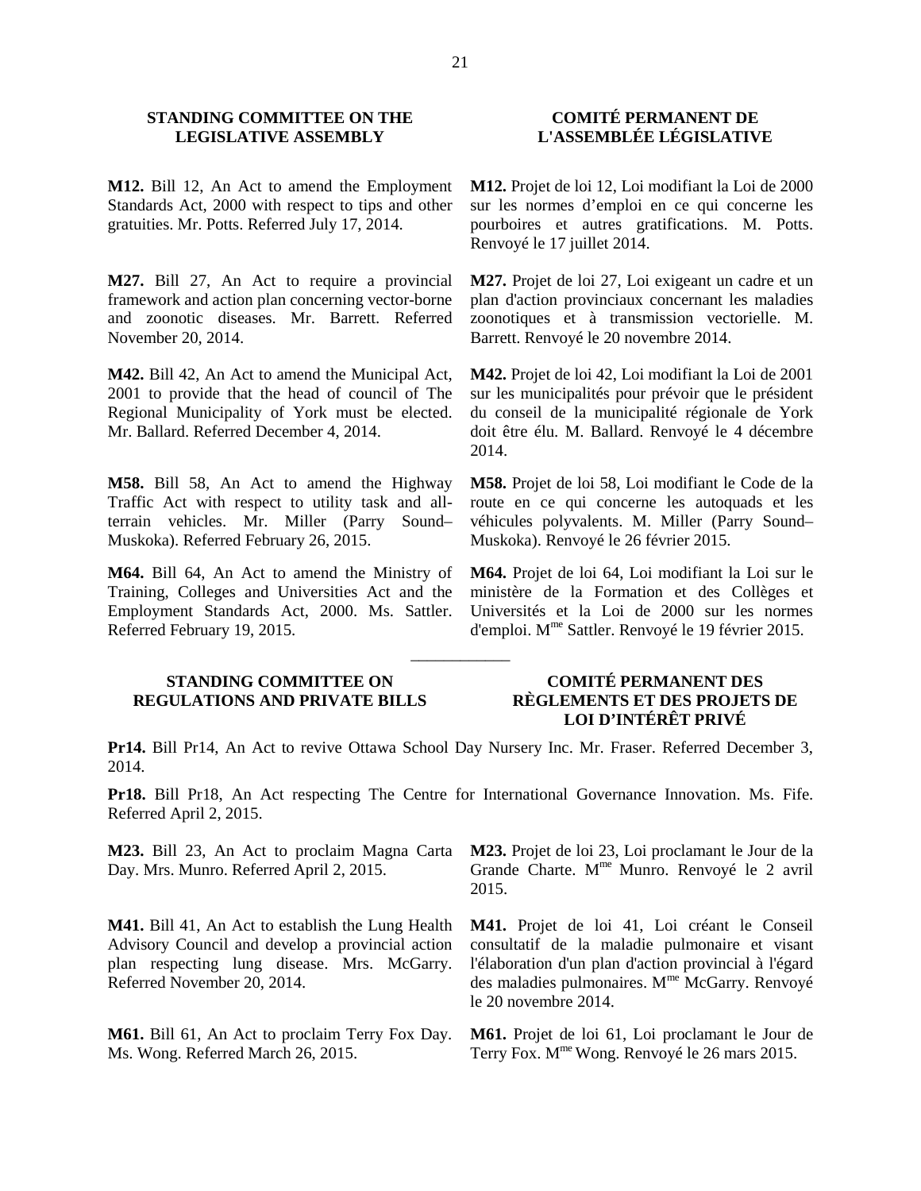## STANDING COMMITTEE ON THE LEGISLATIVE ASSEMBLY

## COMITÉ PERMANENT DE L'ASSEMBLÉE LÉGISLATIVE

**M12.** Bill 12, An Act to amend the Employment Standards Act, 2000 with respect to tips and other gratuities. Mr. Potts. Referred July 17, 2014.

**M12.** Projet de loi 12, Loi modifiant la Loi de 2000 sur les normes d'emploi en ce qui concerne les pourboires et autres gratifications. M. Potts. Renvoyé le 17 juillet 2014.

**M27.** Bill 27, An Act to require a provincial framework and action plan concerning vector-borne and zoonotic diseases. Mr. Barrett. Referred November 20, 2014.

**M27.** Projet de loi 27, Loi exigeant un cadre et un plan d'action provinciaux concernant les maladies zoonotiques et à transmission vectorielle. M. Barrett. Renvoyé le 20 novembre 2014.

**M42.** Bill 42, An Act to amend the Municipal Act, 2001 to provide that the head of council of The Regional Municipality of York must be elected. Mr. Ballard. Referred December 4, 2014.

**M42.** Projet de loi 42, Loi modifiant la Loi de 2001 sur les municipalités pour prévoir que le président du conseil de la municipalité régionale de York doit être élu. M. Ballard. Renvoyé le 4 décembre 2014.

**M58.** Bill 58, An Act to amend the Highway Traffic Act with respect to utility task and all-terrain vehicles. Mr. Miller (Parry Sound–Muskoka). Referred February 26, 2015.

**M58.** Projet de loi 58, Loi modifiant le Code de la route en ce qui concerne les autoquads et les véhicules polyvalents. M. Miller (Parry Sound–Muskoka). Renvoyé le 26 février 2015.

**M64.** Bill 64, An Act to amend the Ministry of Training, Colleges and Universities Act and the Employment Standards Act, 2000. Ms. Sattler. Referred February 19, 2015.

**M64.** Projet de loi 64, Loi modifiant la Loi sur le ministère de la Formation et des Collèges et Universités et la Loi de 2000 sur les normes d'emploi. Mme Sattler. Renvoyé le 19 février 2015.

___________

## STANDING COMMITTEE ON REGULATIONS AND PRIVATE BILLS

## COMITÉ PERMANENT DES RÈGLEMENTS ET DES PROJETS DE LOI D'INTÉRÊT PRIVÉ

**Pr14.** Bill Pr14, An Act to revive Ottawa School Day Nursery Inc. Mr. Fraser. Referred December 3, 2014.

**Pr18.** Bill Pr18, An Act respecting The Centre for International Governance Innovation. Ms. Fife. Referred April 2, 2015.

**M23.** Bill 23, An Act to proclaim Magna Carta Day. Mrs. Munro. Referred April 2, 2015.

**M23.** Projet de loi 23, Loi proclamant le Jour de la Grande Charte. Mme Munro. Renvoyé le 2 avril 2015.

**M41.** Bill 41, An Act to establish the Lung Health Advisory Council and develop a provincial action plan respecting lung disease. Mrs. McGarry. Referred November 20, 2014.

**M41.** Projet de loi 41, Loi créant le Conseil consultatif de la maladie pulmonaire et visant l'élaboration d'un plan d'action provincial à l'égard des maladies pulmonaires. Mme McGarry. Renvoyé le 20 novembre 2014.

**M61.** Bill 61, An Act to proclaim Terry Fox Day. Ms. Wong. Referred March 26, 2015.

**M61.** Projet de loi 61, Loi proclamant le Jour de Terry Fox. Mme Wong. Renvoyé le 26 mars 2015.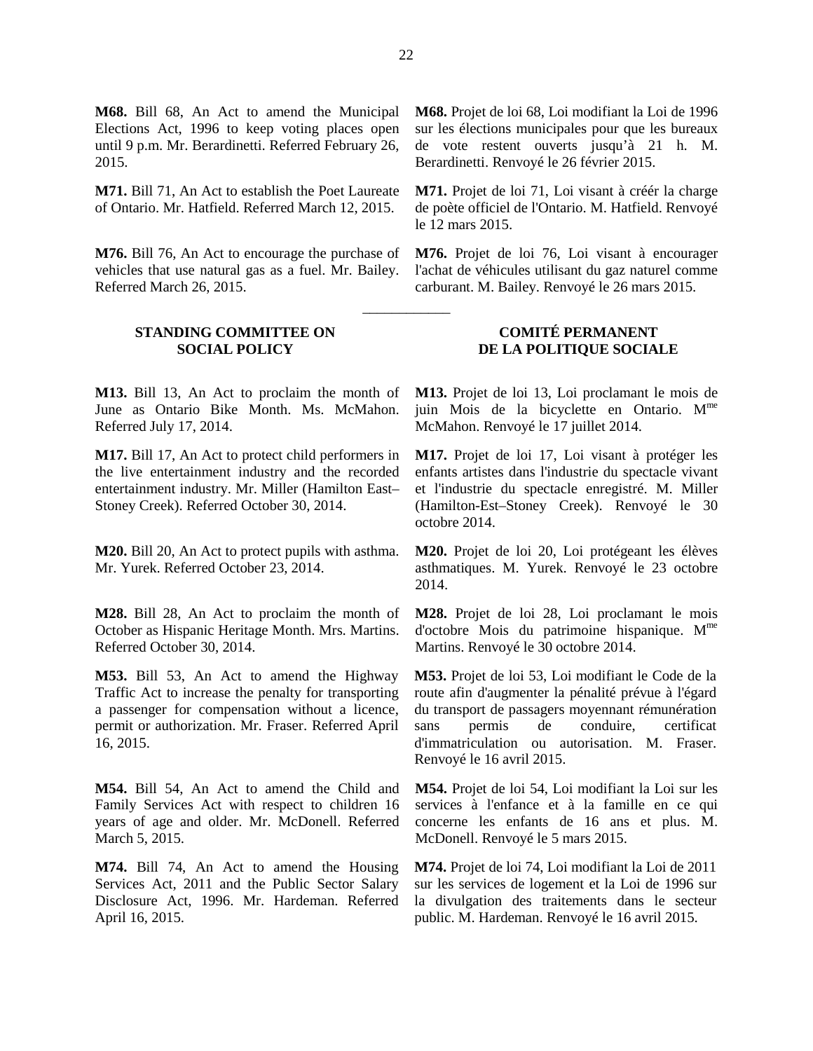**M68.** Bill 68, An Act to amend the Municipal Elections Act, 1996 to keep voting places open until 9 p.m. Mr. Berardinetti. Referred February 26, 2015.

**M68.** Projet de loi 68, Loi modifiant la Loi de 1996 sur les élections municipales pour que les bureaux de vote restent ouverts jusqu'à 21 h. M. Berardinetti. Renvoyé le 26 février 2015.

**M71.** Bill 71, An Act to establish the Poet Laureate of Ontario. Mr. Hatfield. Referred March 12, 2015.

**M71.** Projet de loi 71, Loi visant à créér la charge de poète officiel de l'Ontario. M. Hatfield. Renvoyé le 12 mars 2015.

**M76.** Bill 76, An Act to encourage the purchase of vehicles that use natural gas as a fuel. Mr. Bailey. Referred March 26, 2015.

**M76.** Projet de loi 76, Loi visant à encourager l'achat de véhicules utilisant du gaz naturel comme carburant. M. Bailey. Renvoyé le 26 mars 2015.

___________

## STANDING COMMITTEE ON SOCIAL POLICY

## COMITÉ PERMANENT DE LA POLITIQUE SOCIALE

**M13.** Bill 13, An Act to proclaim the month of June as Ontario Bike Month. Ms. McMahon. Referred July 17, 2014.

**M13.** Projet de loi 13, Loi proclamant le mois de juin Mois de la bicyclette en Ontario. Mme McMahon. Renvoyé le 17 juillet 2014.

**M17.** Bill 17, An Act to protect child performers in the live entertainment industry and the recorded entertainment industry. Mr. Miller (Hamilton East–Stoney Creek). Referred October 30, 2014.

**M17.** Projet de loi 17, Loi visant à protéger les enfants artistes dans l'industrie du spectacle vivant et l'industrie du spectacle enregistré. M. Miller (Hamilton-Est–Stoney Creek). Renvoyé le 30 octobre 2014.

**M20.** Bill 20, An Act to protect pupils with asthma. Mr. Yurek. Referred October 23, 2014.

**M20.** Projet de loi 20, Loi protégeant les élèves asthmatiques. M. Yurek. Renvoyé le 23 octobre 2014.

**M28.** Bill 28, An Act to proclaim the month of October as Hispanic Heritage Month. Mrs. Martins. Referred October 30, 2014.

**M28.** Projet de loi 28, Loi proclamant le mois d'octobre Mois du patrimoine hispanique. Mme Martins. Renvoyé le 30 octobre 2014.

**M53.** Bill 53, An Act to amend the Highway Traffic Act to increase the penalty for transporting a passenger for compensation without a licence, permit or authorization. Mr. Fraser. Referred April 16, 2015.

**M53.** Projet de loi 53, Loi modifiant le Code de la route afin d'augmenter la pénalité prévue à l'égard du transport de passagers moyennant rémunération sans permis de conduire, certificat d'immatriculation ou autorisation. M. Fraser. Renvoyé le 16 avril 2015.

**M54.** Bill 54, An Act to amend the Child and Family Services Act with respect to children 16 years of age and older. Mr. McDonell. Referred March 5, 2015.

**M54.** Projet de loi 54, Loi modifiant la Loi sur les services à l'enfance et à la famille en ce qui concerne les enfants de 16 ans et plus. M. McDonell. Renvoyé le 5 mars 2015.

**M74.** Bill 74, An Act to amend the Housing Services Act, 2011 and the Public Sector Salary Disclosure Act, 1996. Mr. Hardeman. Referred April 16, 2015.

**M74.** Projet de loi 74, Loi modifiant la Loi de 2011 sur les services de logement et la Loi de 1996 sur la divulgation des traitements dans le secteur public. M. Hardeman. Renvoyé le 16 avril 2015.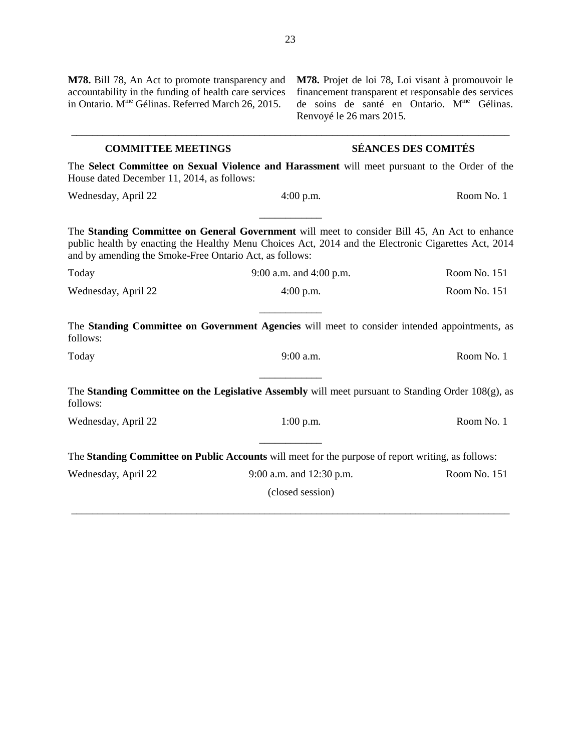**M78.** Bill 78, An Act to promote transparency and accountability in the funding of health care services in Ontario. M[me] Gélinas. Referred March 26, 2015.

**M78.** Projet de loi 78, Loi visant à promouvoir le financement transparent et responsable des services de soins de santé en Ontario. M[me] Gélinas. Renvoyé le 26 mars 2015.

---

## COMMITTEE MEETINGS

## SÉANCES DES COMITÉS

The **Select Committee on Sexual Violence and Harassment** will meet pursuant to the Order of the House dated December 11, 2014, as follows:

| | | |
|---|---|---|
| Wednesday, April 22 | 4:00 p.m. | Room No. 1 |

The **Standing Committee on General Government** will meet to consider Bill 45, An Act to enhance public health by enacting the Healthy Menu Choices Act, 2014 and the Electronic Cigarettes Act, 2014 and by amending the Smoke-Free Ontario Act, as follows:

| | | |
|---|---|---|
| Today | 9:00 a.m. and 4:00 p.m. | Room No. 151 |
| Wednesday, April 22 | 4:00 p.m. | Room No. 151 |

The **Standing Committee on Government Agencies** will meet to consider intended appointments, as follows:

| | | |
|---|---|---|
| Today | 9:00 a.m. | Room No. 1 |

The **Standing Committee on the Legislative Assembly** will meet pursuant to Standing Order 108(g), as follows:

| | | |
|---|---|---|
| Wednesday, April 22 | 1:00 p.m. | Room No. 1 |

The **Standing Committee on Public Accounts** will meet for the purpose of report writing, as follows:

| | | |
|---|---|---|
| Wednesday, April 22 | 9:00 a.m. and 12:30 p.m. | Room No. 151 |
| | (closed session) | |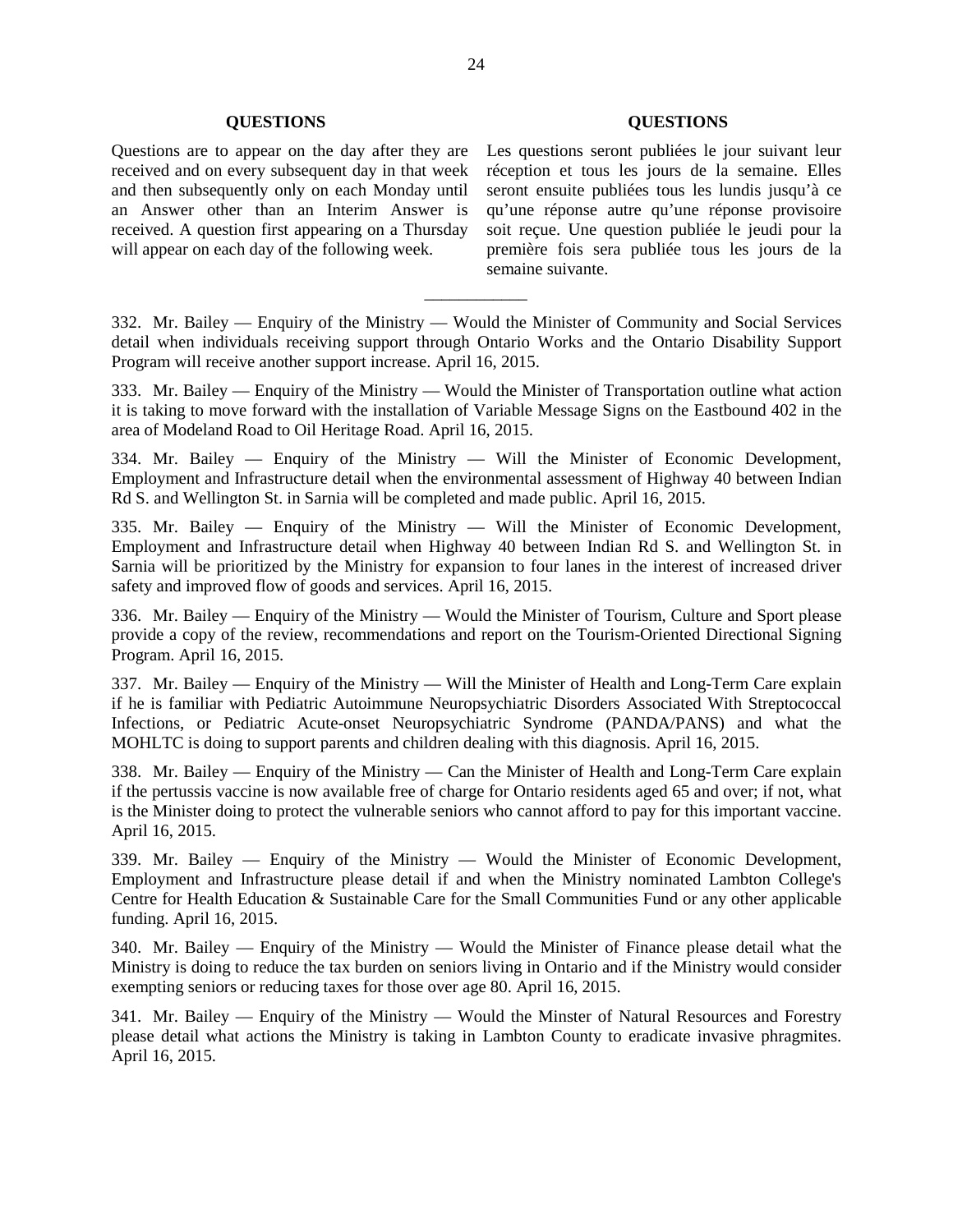## QUESTIONS

Questions are to appear on the day after they are received and on every subsequent day in that week and then subsequently only on each Monday until an Answer other than an Interim Answer is received. A question first appearing on a Thursday will appear on each day of the following week.

## QUESTIONS

Les questions seront publiées le jour suivant leur réception et tous les jours de la semaine. Elles seront ensuite publiées tous les lundis jusqu'à ce qu'une réponse autre qu'une réponse provisoire soit reçue. Une question publiée le jeudi pour la première fois sera publiée tous les jours de la semaine suivante.

\_\_\_\_\_\_\_\_\_\_\_\_

332. Mr. Bailey — Enquiry of the Ministry — Would the Minister of Community and Social Services detail when individuals receiving support through Ontario Works and the Ontario Disability Support Program will receive another support increase. April 16, 2015.

333. Mr. Bailey — Enquiry of the Ministry — Would the Minister of Transportation outline what action it is taking to move forward with the installation of Variable Message Signs on the Eastbound 402 in the area of Modeland Road to Oil Heritage Road. April 16, 2015.

334. Mr. Bailey — Enquiry of the Ministry — Will the Minister of Economic Development, Employment and Infrastructure detail when the environmental assessment of Highway 40 between Indian Rd S. and Wellington St. in Sarnia will be completed and made public. April 16, 2015.

335. Mr. Bailey — Enquiry of the Ministry — Will the Minister of Economic Development, Employment and Infrastructure detail when Highway 40 between Indian Rd S. and Wellington St. in Sarnia will be prioritized by the Ministry for expansion to four lanes in the interest of increased driver safety and improved flow of goods and services. April 16, 2015.

336. Mr. Bailey — Enquiry of the Ministry — Would the Minister of Tourism, Culture and Sport please provide a copy of the review, recommendations and report on the Tourism-Oriented Directional Signing Program. April 16, 2015.

337. Mr. Bailey — Enquiry of the Ministry — Will the Minister of Health and Long-Term Care explain if he is familiar with Pediatric Autoimmune Neuropsychiatric Disorders Associated With Streptococcal Infections, or Pediatric Acute-onset Neuropsychiatric Syndrome (PANDA/PANS) and what the MOHLTC is doing to support parents and children dealing with this diagnosis. April 16, 2015.

338. Mr. Bailey — Enquiry of the Ministry — Can the Minister of Health and Long-Term Care explain if the pertussis vaccine is now available free of charge for Ontario residents aged 65 and over; if not, what is the Minister doing to protect the vulnerable seniors who cannot afford to pay for this important vaccine. April 16, 2015.

339. Mr. Bailey — Enquiry of the Ministry — Would the Minister of Economic Development, Employment and Infrastructure please detail if and when the Ministry nominated Lambton College's Centre for Health Education & Sustainable Care for the Small Communities Fund or any other applicable funding. April 16, 2015.

340. Mr. Bailey — Enquiry of the Ministry — Would the Minister of Finance please detail what the Ministry is doing to reduce the tax burden on seniors living in Ontario and if the Ministry would consider exempting seniors or reducing taxes for those over age 80. April 16, 2015.

341. Mr. Bailey — Enquiry of the Ministry — Would the Minster of Natural Resources and Forestry please detail what actions the Ministry is taking in Lambton County to eradicate invasive phragmites. April 16, 2015.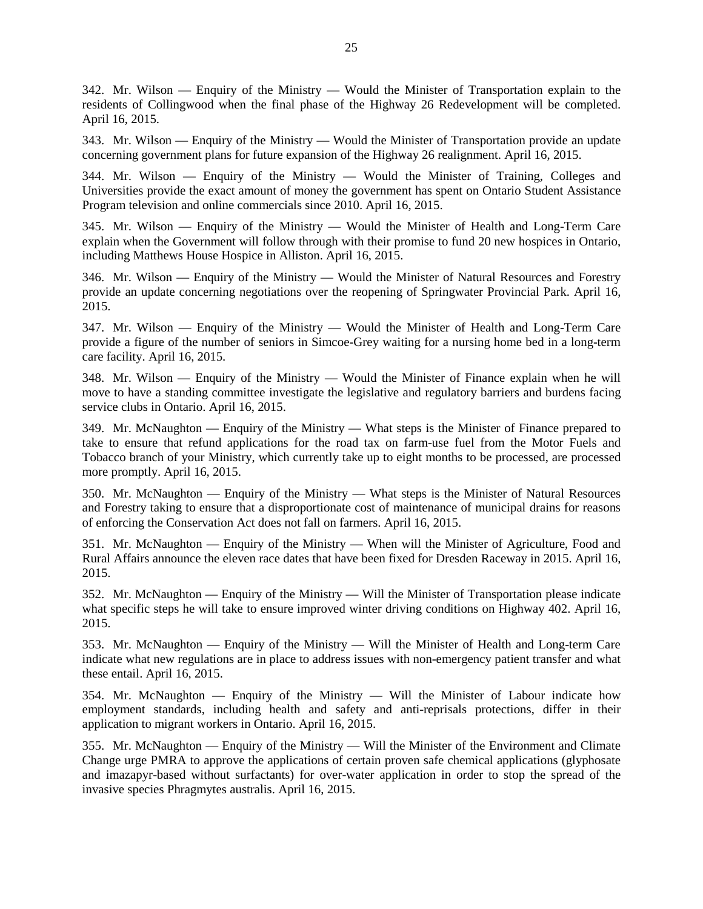342. Mr. Wilson — Enquiry of the Ministry — Would the Minister of Transportation explain to the residents of Collingwood when the final phase of the Highway 26 Redevelopment will be completed. April 16, 2015.

343. Mr. Wilson — Enquiry of the Ministry — Would the Minister of Transportation provide an update concerning government plans for future expansion of the Highway 26 realignment. April 16, 2015.

344. Mr. Wilson — Enquiry of the Ministry — Would the Minister of Training, Colleges and Universities provide the exact amount of money the government has spent on Ontario Student Assistance Program television and online commercials since 2010. April 16, 2015.

345. Mr. Wilson — Enquiry of the Ministry — Would the Minister of Health and Long-Term Care explain when the Government will follow through with their promise to fund 20 new hospices in Ontario, including Matthews House Hospice in Alliston. April 16, 2015.

346. Mr. Wilson — Enquiry of the Ministry — Would the Minister of Natural Resources and Forestry provide an update concerning negotiations over the reopening of Springwater Provincial Park. April 16, 2015.

347. Mr. Wilson — Enquiry of the Ministry — Would the Minister of Health and Long-Term Care provide a figure of the number of seniors in Simcoe-Grey waiting for a nursing home bed in a long-term care facility. April 16, 2015.

348. Mr. Wilson — Enquiry of the Ministry — Would the Minister of Finance explain when he will move to have a standing committee investigate the legislative and regulatory barriers and burdens facing service clubs in Ontario. April 16, 2015.

349. Mr. McNaughton — Enquiry of the Ministry — What steps is the Minister of Finance prepared to take to ensure that refund applications for the road tax on farm-use fuel from the Motor Fuels and Tobacco branch of your Ministry, which currently take up to eight months to be processed, are processed more promptly. April 16, 2015.

350. Mr. McNaughton — Enquiry of the Ministry — What steps is the Minister of Natural Resources and Forestry taking to ensure that a disproportionate cost of maintenance of municipal drains for reasons of enforcing the Conservation Act does not fall on farmers. April 16, 2015.

351. Mr. McNaughton — Enquiry of the Ministry — When will the Minister of Agriculture, Food and Rural Affairs announce the eleven race dates that have been fixed for Dresden Raceway in 2015. April 16, 2015.

352. Mr. McNaughton — Enquiry of the Ministry — Will the Minister of Transportation please indicate what specific steps he will take to ensure improved winter driving conditions on Highway 402. April 16, 2015.

353. Mr. McNaughton — Enquiry of the Ministry — Will the Minister of Health and Long-term Care indicate what new regulations are in place to address issues with non-emergency patient transfer and what these entail. April 16, 2015.

354. Mr. McNaughton — Enquiry of the Ministry — Will the Minister of Labour indicate how employment standards, including health and safety and anti-reprisals protections, differ in their application to migrant workers in Ontario. April 16, 2015.

355. Mr. McNaughton — Enquiry of the Ministry — Will the Minister of the Environment and Climate Change urge PMRA to approve the applications of certain proven safe chemical applications (glyphosate and imazapyr-based without surfactants) for over-water application in order to stop the spread of the invasive species Phragmytes australis. April 16, 2015.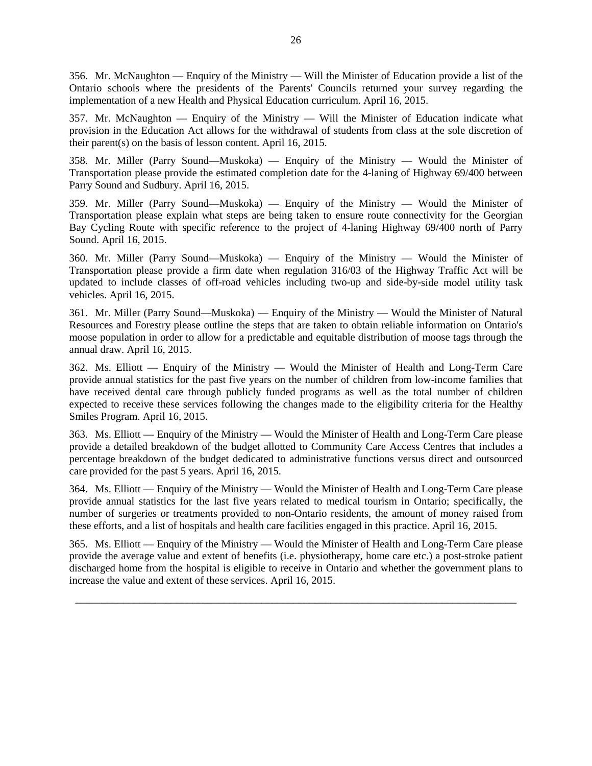356. Mr. McNaughton — Enquiry of the Ministry — Will the Minister of Education provide a list of the Ontario schools where the presidents of the Parents' Councils returned your survey regarding the implementation of a new Health and Physical Education curriculum. April 16, 2015.

357. Mr. McNaughton — Enquiry of the Ministry — Will the Minister of Education indicate what provision in the Education Act allows for the withdrawal of students from class at the sole discretion of their parent(s) on the basis of lesson content. April 16, 2015.

358. Mr. Miller (Parry Sound—Muskoka) — Enquiry of the Ministry — Would the Minister of Transportation please provide the estimated completion date for the 4-laning of Highway 69/400 between Parry Sound and Sudbury. April 16, 2015.

359. Mr. Miller (Parry Sound—Muskoka) — Enquiry of the Ministry — Would the Minister of Transportation please explain what steps are being taken to ensure route connectivity for the Georgian Bay Cycling Route with specific reference to the project of 4-laning Highway 69/400 north of Parry Sound. April 16, 2015.

360. Mr. Miller (Parry Sound—Muskoka) — Enquiry of the Ministry — Would the Minister of Transportation please provide a firm date when regulation 316/03 of the Highway Traffic Act will be updated to include classes of off-road vehicles including two-up and side-by-side model utility task vehicles. April 16, 2015.

361. Mr. Miller (Parry Sound—Muskoka) — Enquiry of the Ministry — Would the Minister of Natural Resources and Forestry please outline the steps that are taken to obtain reliable information on Ontario's moose population in order to allow for a predictable and equitable distribution of moose tags through the annual draw. April 16, 2015.

362. Ms. Elliott — Enquiry of the Ministry — Would the Minister of Health and Long-Term Care provide annual statistics for the past five years on the number of children from low-income families that have received dental care through publicly funded programs as well as the total number of children expected to receive these services following the changes made to the eligibility criteria for the Healthy Smiles Program. April 16, 2015.

363. Ms. Elliott — Enquiry of the Ministry — Would the Minister of Health and Long-Term Care please provide a detailed breakdown of the budget allotted to Community Care Access Centres that includes a percentage breakdown of the budget dedicated to administrative functions versus direct and outsourced care provided for the past 5 years. April 16, 2015.

364. Ms. Elliott — Enquiry of the Ministry — Would the Minister of Health and Long-Term Care please provide annual statistics for the last five years related to medical tourism in Ontario; specifically, the number of surgeries or treatments provided to non-Ontario residents, the amount of money raised from these efforts, and a list of hospitals and health care facilities engaged in this practice. April 16, 2015.

365. Ms. Elliott — Enquiry of the Ministry — Would the Minister of Health and Long-Term Care please provide the average value and extent of benefits (i.e. physiotherapy, home care etc.) a post-stroke patient discharged home from the hospital is eligible to receive in Ontario and whether the government plans to increase the value and extent of these services. April 16, 2015.

---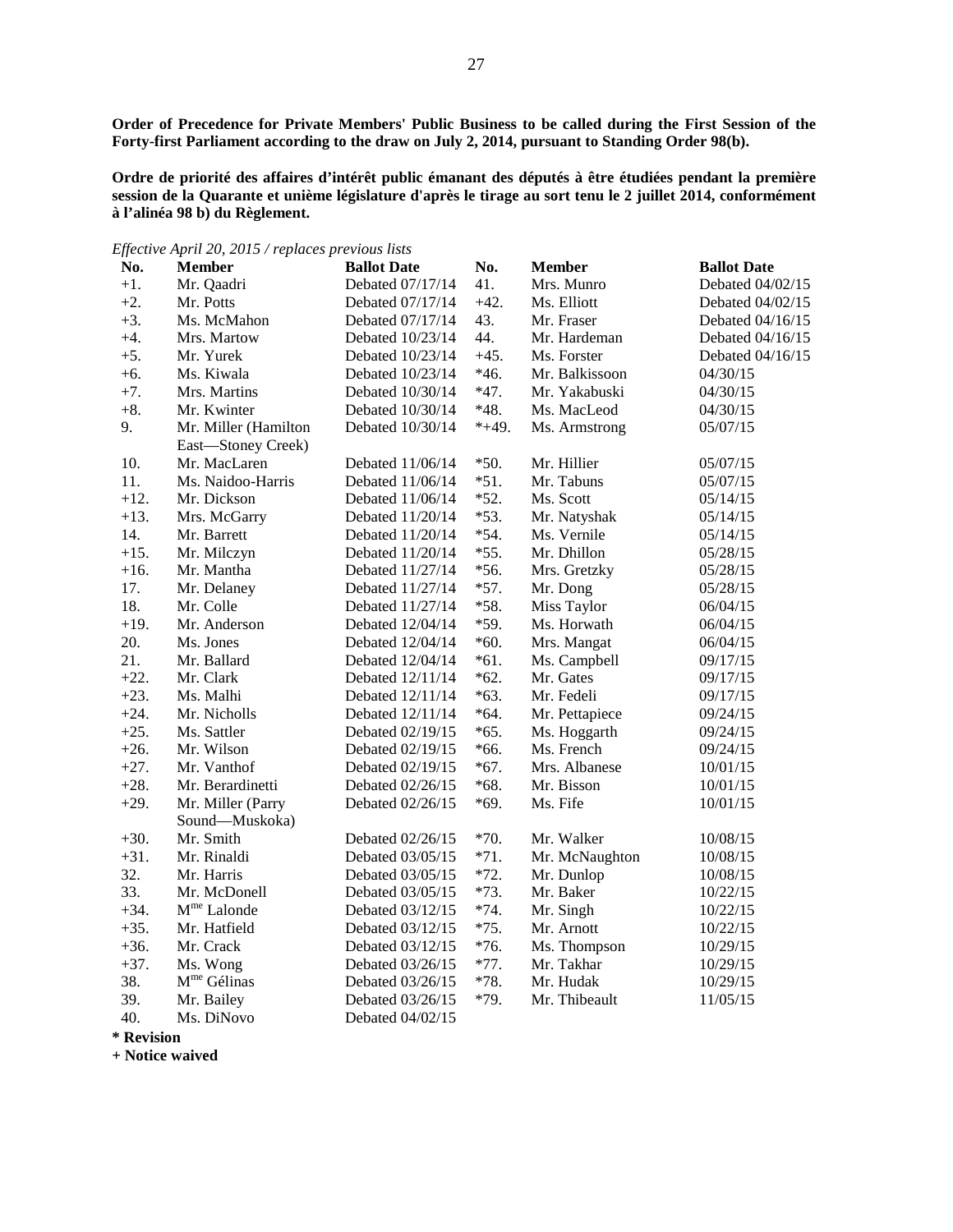**Order of Precedence for Private Members' Public Business to be called during the First Session of the Forty-first Parliament according to the draw on July 2, 2014, pursuant to Standing Order 98(b).**

**Ordre de priorité des affaires d'intérêt public émanant des députés à être étudiées pendant la première session de la Quarante et unième législature d'après le tirage au sort tenu le 2 juillet 2014, conformément à l'alinéa 98 b) du Règlement.**

*Effective April 20, 2015 / replaces previous lists*

| No. | Member | Ballot Date | No. | Member | Ballot Date |
|---|---|---|---|---|---|
| +1. | Mr. Qaadri | Debated 07/17/14 | 41. | Mrs. Munro | Debated 04/02/15 |
| +2. | Mr. Potts | Debated 07/17/14 | +42. | Ms. Elliott | Debated 04/02/15 |
| +3. | Ms. McMahon | Debated 07/17/14 | 43. | Mr. Fraser | Debated 04/16/15 |
| +4. | Mrs. Martow | Debated 10/23/14 | 44. | Mr. Hardeman | Debated 04/16/15 |
| +5. | Mr. Yurek | Debated 10/23/14 | +45. | Ms. Forster | Debated 04/16/15 |
| +6. | Ms. Kiwala | Debated 10/23/14 | *46. | Mr. Balkissoon | 04/30/15 |
| +7. | Mrs. Martins | Debated 10/30/14 | *47. | Mr. Yakabuski | 04/30/15 |
| +8. | Mr. Kwinter | Debated 10/30/14 | *48. | Ms. MacLeod | 04/30/15 |
| 9. | Mr. Miller (Hamilton East—Stoney Creek) | Debated 10/30/14 | *+49. | Ms. Armstrong | 05/07/15 |
| 10. | Mr. MacLaren | Debated 11/06/14 | *50. | Mr. Hillier | 05/07/15 |
| 11. | Ms. Naidoo-Harris | Debated 11/06/14 | *51. | Mr. Tabuns | 05/07/15 |
| +12. | Mr. Dickson | Debated 11/06/14 | *52. | Ms. Scott | 05/14/15 |
| +13. | Mrs. McGarry | Debated 11/20/14 | *53. | Mr. Natyshak | 05/14/15 |
| 14. | Mr. Barrett | Debated 11/20/14 | *54. | Ms. Vernile | 05/14/15 |
| +15. | Mr. Milczyn | Debated 11/20/14 | *55. | Mr. Dhillon | 05/28/15 |
| +16. | Mr. Mantha | Debated 11/27/14 | *56. | Mrs. Gretzky | 05/28/15 |
| 17. | Mr. Delaney | Debated 11/27/14 | *57. | Mr. Dong | 05/28/15 |
| 18. | Mr. Colle | Debated 11/27/14 | *58. | Miss Taylor | 06/04/15 |
| +19. | Mr. Anderson | Debated 12/04/14 | *59. | Ms. Horwath | 06/04/15 |
| 20. | Ms. Jones | Debated 12/04/14 | *60. | Mrs. Mangat | 06/04/15 |
| 21. | Mr. Ballard | Debated 12/04/14 | *61. | Ms. Campbell | 09/17/15 |
| +22. | Mr. Clark | Debated 12/11/14 | *62. | Mr. Gates | 09/17/15 |
| +23. | Ms. Malhi | Debated 12/11/14 | *63. | Mr. Fedeli | 09/17/15 |
| +24. | Mr. Nicholls | Debated 12/11/14 | *64. | Mr. Pettapiece | 09/24/15 |
| +25. | Ms. Sattler | Debated 02/19/15 | *65. | Ms. Hoggarth | 09/24/15 |
| +26. | Mr. Wilson | Debated 02/19/15 | *66. | Ms. French | 09/24/15 |
| +27. | Mr. Vanthof | Debated 02/19/15 | *67. | Mrs. Albanese | 10/01/15 |
| +28. | Mr. Berardinetti | Debated 02/26/15 | *68. | Mr. Bisson | 10/01/15 |
| +29. | Mr. Miller (Parry Sound—Muskoka) | Debated 02/26/15 | *69. | Ms. Fife | 10/01/15 |
| +30. | Mr. Smith | Debated 02/26/15 | *70. | Mr. Walker | 10/08/15 |
| +31. | Mr. Rinaldi | Debated 03/05/15 | *71. | Mr. McNaughton | 10/08/15 |
| 32. | Mr. Harris | Debated 03/05/15 | *72. | Mr. Dunlop | 10/08/15 |
| 33. | Mr. McDonell | Debated 03/05/15 | *73. | Mr. Baker | 10/22/15 |
| +34. | Mme Lalonde | Debated 03/12/15 | *74. | Mr. Singh | 10/22/15 |
| +35. | Mr. Hatfield | Debated 03/12/15 | *75. | Mr. Arnott | 10/22/15 |
| +36. | Mr. Crack | Debated 03/12/15 | *76. | Ms. Thompson | 10/29/15 |
| +37. | Ms. Wong | Debated 03/26/15 | *77. | Mr. Takhar | 10/29/15 |
| 38. | Mme Gélinas | Debated 03/26/15 | *78. | Mr. Hudak | 10/29/15 |
| 39. | Mr. Bailey | Debated 03/26/15 | *79. | Mr. Thibeault | 11/05/15 |
| 40. | Ms. DiNovo | Debated 04/02/15 | | | |

**\* Revision**

**+ Notice waived**